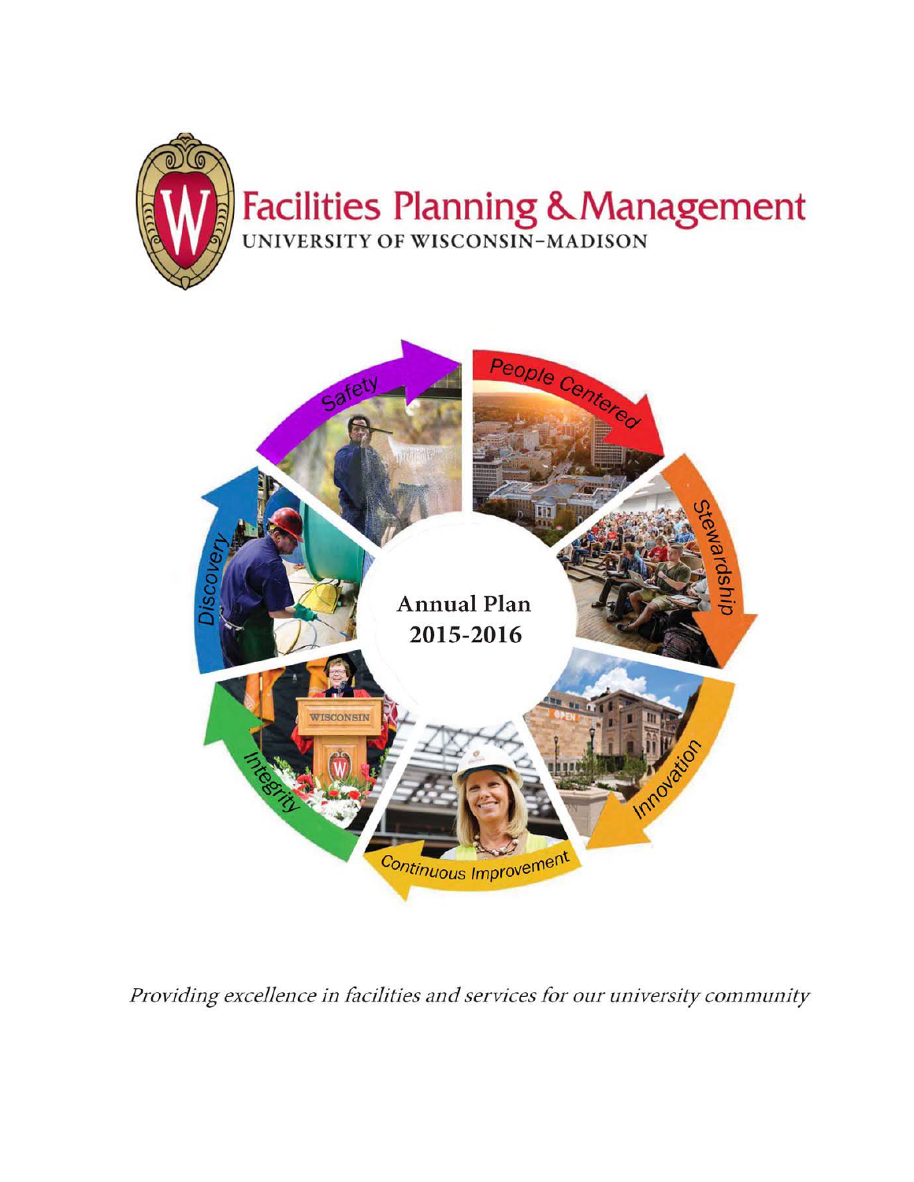# Facilities Planning & Management

UNIVERSITY OF WISCONSIN–MADISON

Safety

People Centered

Stewardship

Innovation

Continuous Improvement

Integrity

Discovery

**Annual Plan**
**2015-2016**

*Providing excellence in facilities and services for our university community*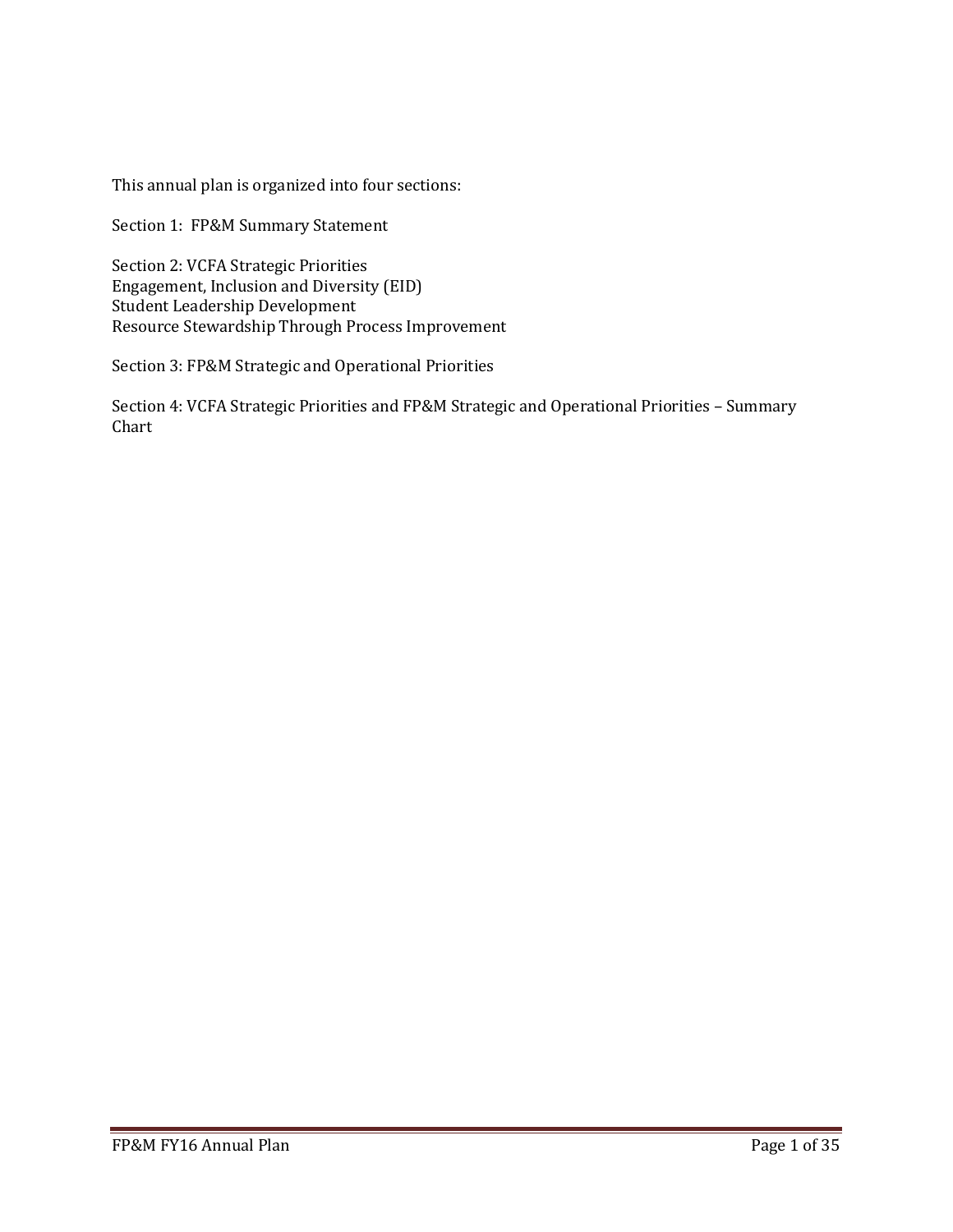This annual plan is organized into four sections:

Section 1: FP&M Summary Statement

Section 2: VCFA Strategic Priorities
Engagement, Inclusion and Diversity (EID)
Student Leadership Development
Resource Stewardship Through Process Improvement

Section 3: FP&M Strategic and Operational Priorities

Section 4: VCFA Strategic Priorities and FP&M Strategic and Operational Priorities – Summary Chart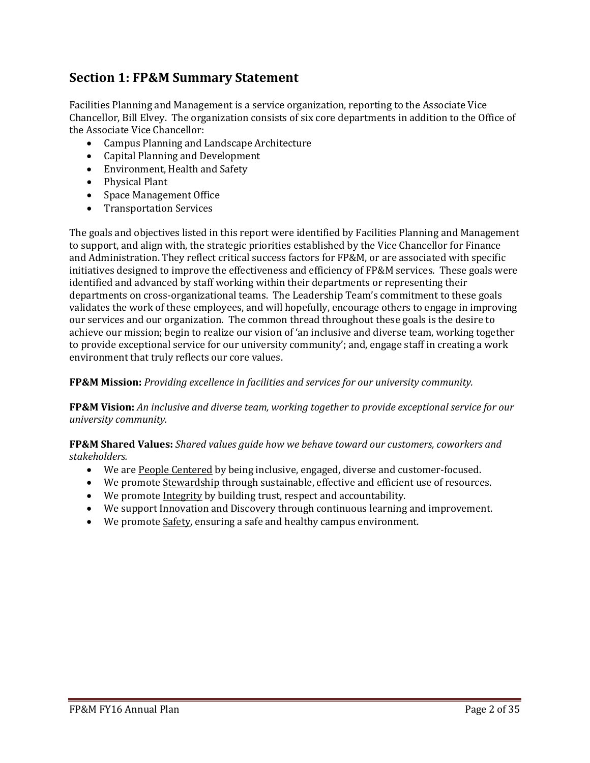## Section 1: FP&M Summary Statement

Facilities Planning and Management is a service organization, reporting to the Associate Vice Chancellor, Bill Elvey. The organization consists of six core departments in addition to the Office of the Associate Vice Chancellor:

- Campus Planning and Landscape Architecture
- Capital Planning and Development
- Environment, Health and Safety
- Physical Plant
- Space Management Office
- Transportation Services

The goals and objectives listed in this report were identified by Facilities Planning and Management to support, and align with, the strategic priorities established by the Vice Chancellor for Finance and Administration. They reflect critical success factors for FP&M, or are associated with specific initiatives designed to improve the effectiveness and efficiency of FP&M services. These goals were identified and advanced by staff working within their departments or representing their departments on cross-organizational teams. The Leadership Team's commitment to these goals validates the work of these employees, and will hopefully, encourage others to engage in improving our services and our organization. The common thread throughout these goals is the desire to achieve our mission; begin to realize our vision of 'an inclusive and diverse team, working together to provide exceptional service for our university community'; and, engage staff in creating a work environment that truly reflects our core values.

**FP&M Mission:** *Providing excellence in facilities and services for our university community.*

**FP&M Vision:** *An inclusive and diverse team, working together to provide exceptional service for our university community.*

**FP&M Shared Values:** *Shared values guide how we behave toward our customers, coworkers and stakeholders.*

- We are People Centered by being inclusive, engaged, diverse and customer-focused.
- We promote Stewardship through sustainable, effective and efficient use of resources.
- We promote Integrity by building trust, respect and accountability.
- We support Innovation and Discovery through continuous learning and improvement.
- We promote Safety, ensuring a safe and healthy campus environment.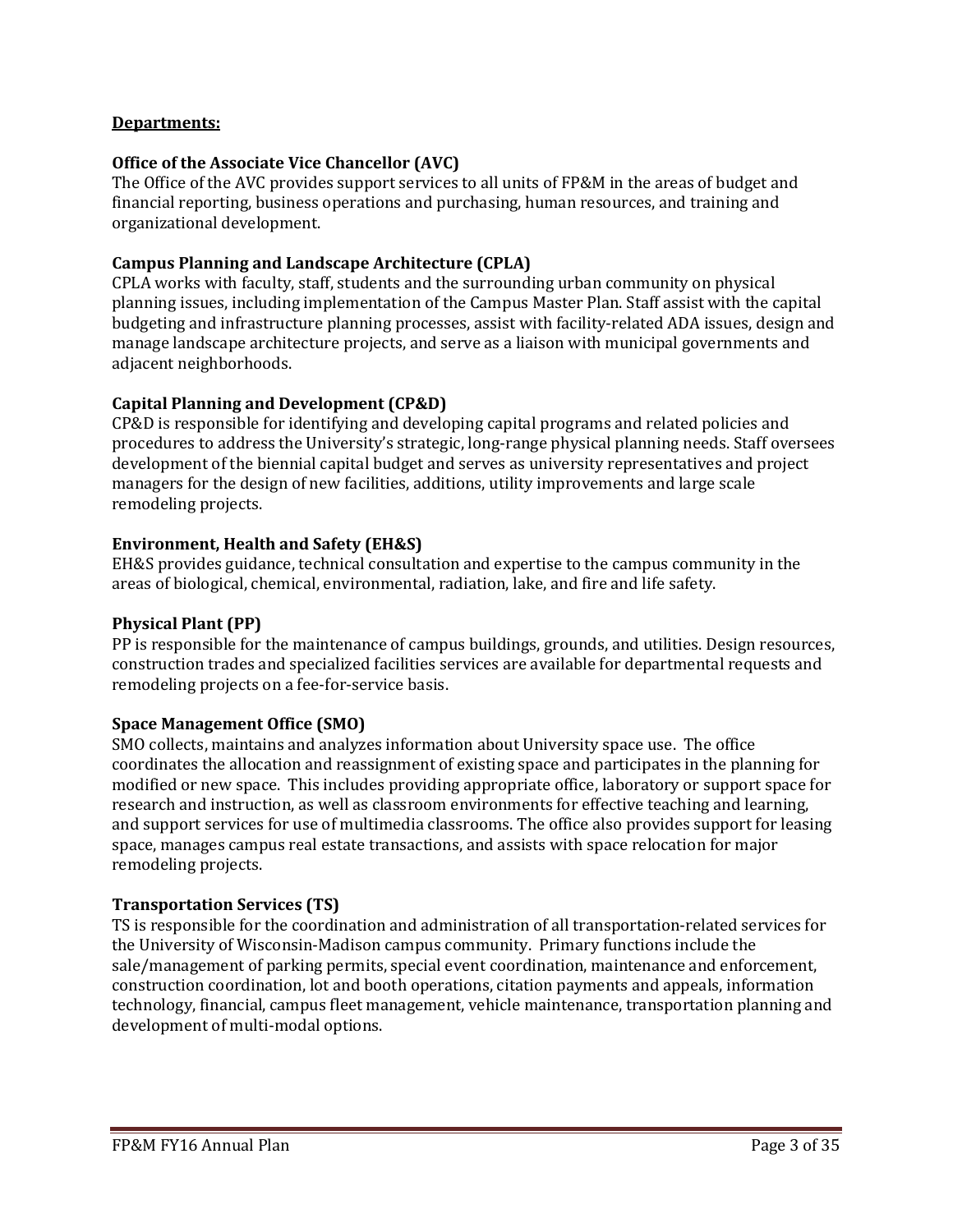## Departments:

### Office of the Associate Vice Chancellor (AVC)

The Office of the AVC provides support services to all units of FP&M in the areas of budget and financial reporting, business operations and purchasing, human resources, and training and organizational development.

### Campus Planning and Landscape Architecture (CPLA)

CPLA works with faculty, staff, students and the surrounding urban community on physical planning issues, including implementation of the Campus Master Plan. Staff assist with the capital budgeting and infrastructure planning processes, assist with facility-related ADA issues, design and manage landscape architecture projects, and serve as a liaison with municipal governments and adjacent neighborhoods.

### Capital Planning and Development (CP&D)

CP&D is responsible for identifying and developing capital programs and related policies and procedures to address the University's strategic, long-range physical planning needs. Staff oversees development of the biennial capital budget and serves as university representatives and project managers for the design of new facilities, additions, utility improvements and large scale remodeling projects.

### Environment, Health and Safety (EH&S)

EH&S provides guidance, technical consultation and expertise to the campus community in the areas of biological, chemical, environmental, radiation, lake, and fire and life safety.

### Physical Plant (PP)

PP is responsible for the maintenance of campus buildings, grounds, and utilities. Design resources, construction trades and specialized facilities services are available for departmental requests and remodeling projects on a fee-for-service basis.

### Space Management Office (SMO)

SMO collects, maintains and analyzes information about University space use. The office coordinates the allocation and reassignment of existing space and participates in the planning for modified or new space. This includes providing appropriate office, laboratory or support space for research and instruction, as well as classroom environments for effective teaching and learning, and support services for use of multimedia classrooms. The office also provides support for leasing space, manages campus real estate transactions, and assists with space relocation for major remodeling projects.

### Transportation Services (TS)

TS is responsible for the coordination and administration of all transportation-related services for the University of Wisconsin-Madison campus community. Primary functions include the sale/management of parking permits, special event coordination, maintenance and enforcement, construction coordination, lot and booth operations, citation payments and appeals, information technology, financial, campus fleet management, vehicle maintenance, transportation planning and development of multi-modal options.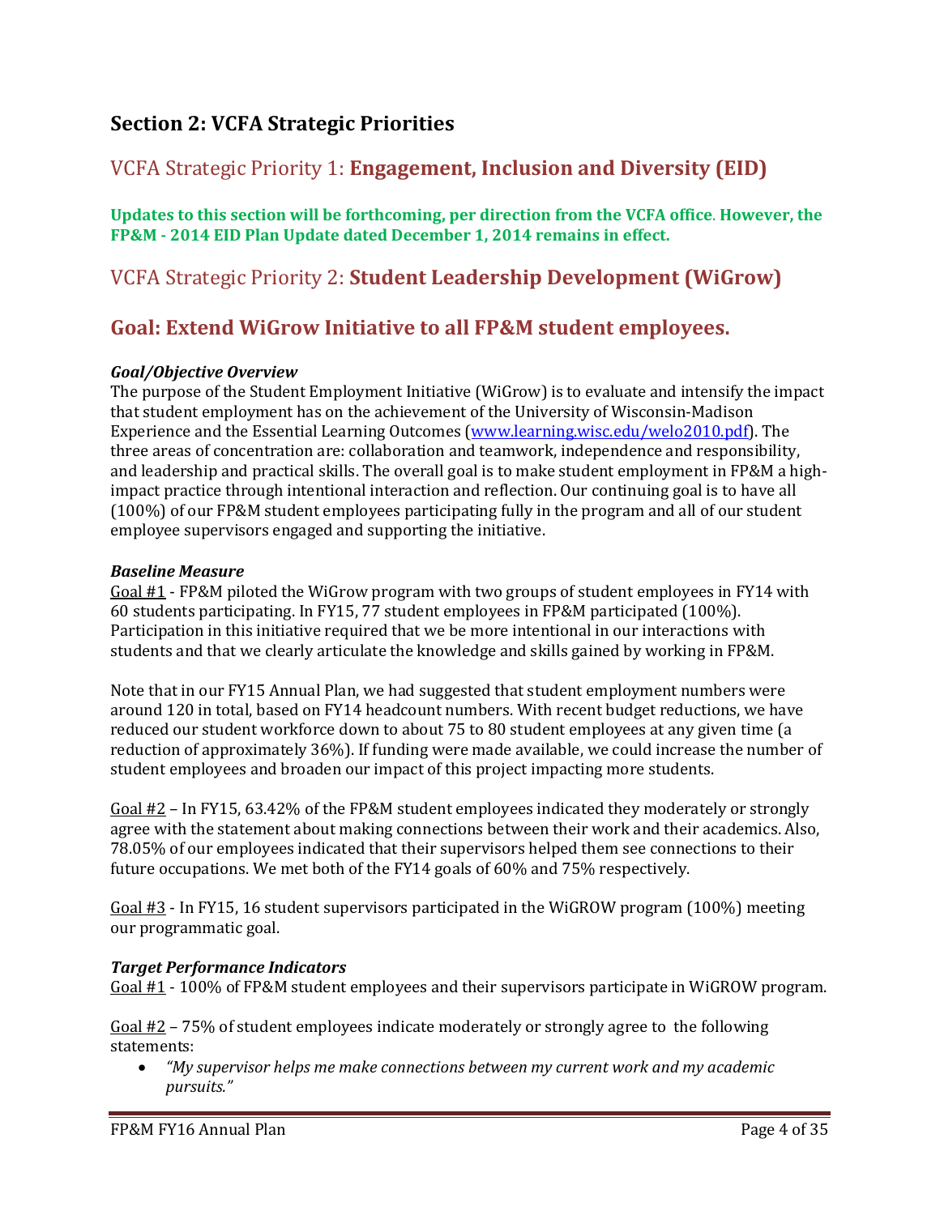# Section 2: VCFA Strategic Priorities

## VCFA Strategic Priority 1: **Engagement, Inclusion and Diversity (EID)**

**Updates to this section will be forthcoming, per direction from the VCFA office. However, the FP&M - 2014 EID Plan Update dated December 1, 2014 remains in effect.**

## VCFA Strategic Priority 2: **Student Leadership Development (WiGrow)**

## Goal: Extend WiGrow Initiative to all FP&M student employees.

***Goal/Objective Overview***

The purpose of the Student Employment Initiative (WiGrow) is to evaluate and intensify the impact that student employment has on the achievement of the University of Wisconsin-Madison Experience and the Essential Learning Outcomes ([www.learning.wisc.edu/welo2010.pdf](www.learning.wisc.edu/welo2010.pdf)). The three areas of concentration are: collaboration and teamwork, independence and responsibility, and leadership and practical skills. The overall goal is to make student employment in FP&M a high-impact practice through intentional interaction and reflection. Our continuing goal is to have all (100%) of our FP&M student employees participating fully in the program and all of our student employee supervisors engaged and supporting the initiative.

***Baseline Measure***

Goal #1 - FP&M piloted the WiGrow program with two groups of student employees in FY14 with 60 students participating. In FY15, 77 student employees in FP&M participated (100%). Participation in this initiative required that we be more intentional in our interactions with students and that we clearly articulate the knowledge and skills gained by working in FP&M.

Note that in our FY15 Annual Plan, we had suggested that student employment numbers were around 120 in total, based on FY14 headcount numbers. With recent budget reductions, we have reduced our student workforce down to about 75 to 80 student employees at any given time (a reduction of approximately 36%). If funding were made available, we could increase the number of student employees and broaden our impact of this project impacting more students.

Goal #2 – In FY15, 63.42% of the FP&M student employees indicated they moderately or strongly agree with the statement about making connections between their work and their academics. Also, 78.05% of our employees indicated that their supervisors helped them see connections to their future occupations. We met both of the FY14 goals of 60% and 75% respectively.

Goal #3 - In FY15, 16 student supervisors participated in the WiGROW program (100%) meeting our programmatic goal.

***Target Performance Indicators***

Goal #1 - 100% of FP&M student employees and their supervisors participate in WiGROW program.

Goal #2 – 75% of student employees indicate moderately or strongly agree to the following statements:

- *"My supervisor helps me make connections between my current work and my academic pursuits."*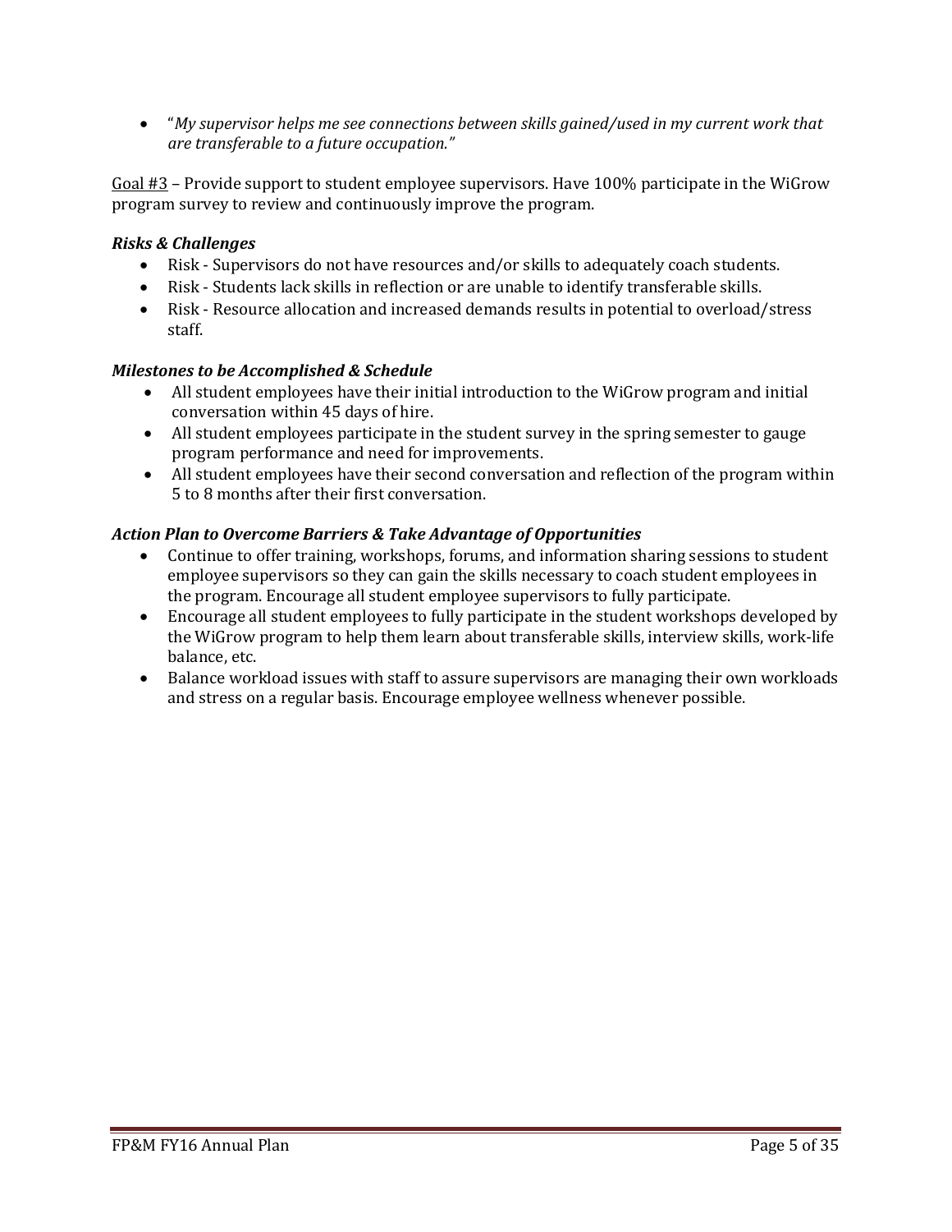- "*My supervisor helps me see connections between skills gained/used in my current work that are transferable to a future occupation."*

<u>Goal #3</u> – Provide support to student employee supervisors. Have 100% participate in the WiGrow program survey to review and continuously improve the program.

***Risks & Challenges***

- Risk - Supervisors do not have resources and/or skills to adequately coach students.
- Risk - Students lack skills in reflection or are unable to identify transferable skills.
- Risk - Resource allocation and increased demands results in potential to overload/stress staff.

***Milestones to be Accomplished & Schedule***

- All student employees have their initial introduction to the WiGrow program and initial conversation within 45 days of hire.
- All student employees participate in the student survey in the spring semester to gauge program performance and need for improvements.
- All student employees have their second conversation and reflection of the program within 5 to 8 months after their first conversation.

***Action Plan to Overcome Barriers & Take Advantage of Opportunities***

- Continue to offer training, workshops, forums, and information sharing sessions to student employee supervisors so they can gain the skills necessary to coach student employees in the program. Encourage all student employee supervisors to fully participate.
- Encourage all student employees to fully participate in the student workshops developed by the WiGrow program to help them learn about transferable skills, interview skills, work-life balance, etc.
- Balance workload issues with staff to assure supervisors are managing their own workloads and stress on a regular basis. Encourage employee wellness whenever possible.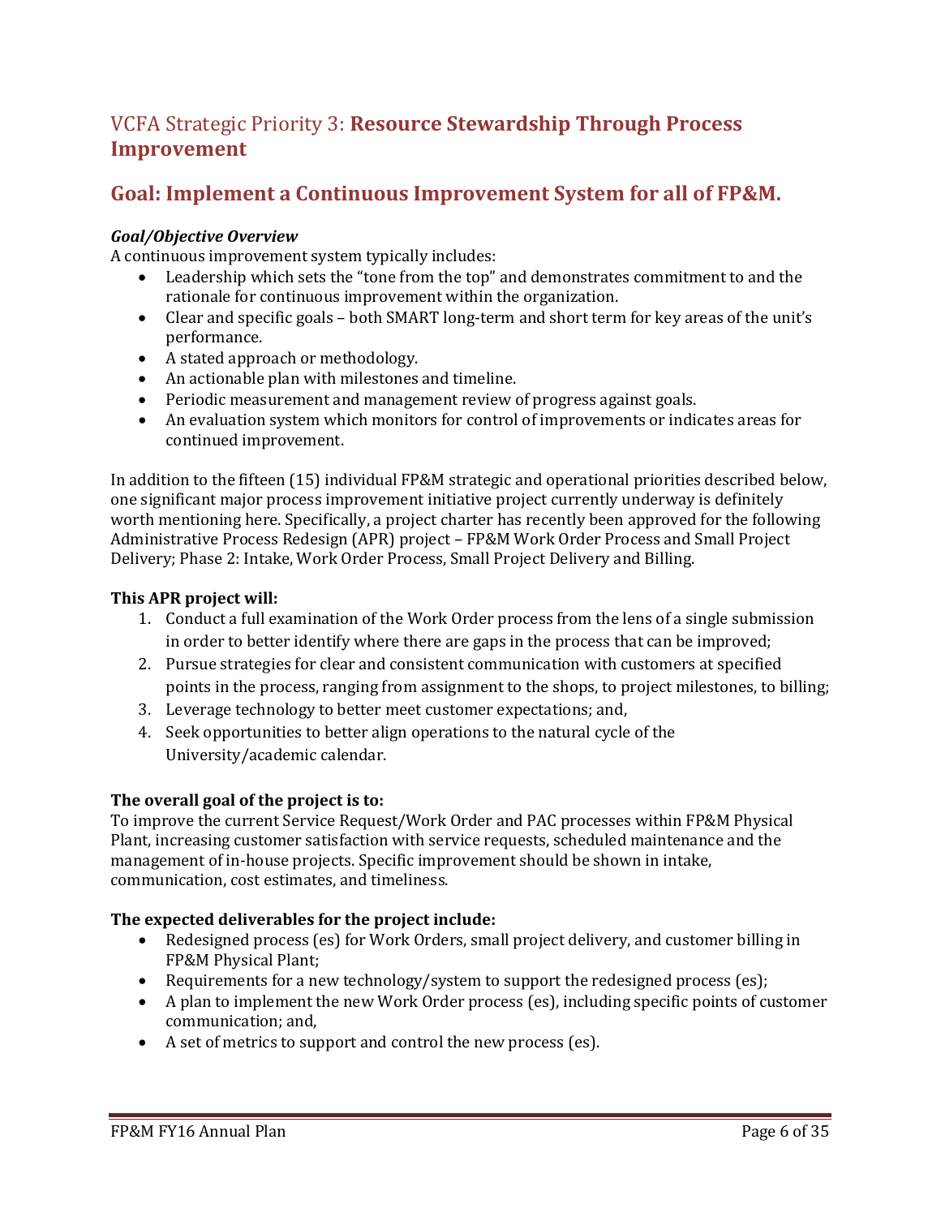## VCFA Strategic Priority 3: **Resource Stewardship Through Process Improvement**

## Goal: Implement a Continuous Improvement System for all of FP&M.

***Goal/Objective Overview***

A continuous improvement system typically includes:

- Leadership which sets the "tone from the top" and demonstrates commitment to and the rationale for continuous improvement within the organization.
- Clear and specific goals – both SMART long-term and short term for key areas of the unit's performance.
- A stated approach or methodology.
- An actionable plan with milestones and timeline.
- Periodic measurement and management review of progress against goals.
- An evaluation system which monitors for control of improvements or indicates areas for continued improvement.

In addition to the fifteen (15) individual FP&M strategic and operational priorities described below, one significant major process improvement initiative project currently underway is definitely worth mentioning here. Specifically, a project charter has recently been approved for the following Administrative Process Redesign (APR) project – FP&M Work Order Process and Small Project Delivery; Phase 2: Intake, Work Order Process, Small Project Delivery and Billing.

**This APR project will:**

1. Conduct a full examination of the Work Order process from the lens of a single submission in order to better identify where there are gaps in the process that can be improved;
2. Pursue strategies for clear and consistent communication with customers at specified points in the process, ranging from assignment to the shops, to project milestones, to billing;
3. Leverage technology to better meet customer expectations; and,
4. Seek opportunities to better align operations to the natural cycle of the University/academic calendar.

**The overall goal of the project is to:**

To improve the current Service Request/Work Order and PAC processes within FP&M Physical Plant, increasing customer satisfaction with service requests, scheduled maintenance and the management of in-house projects. Specific improvement should be shown in intake, communication, cost estimates, and timeliness.

**The expected deliverables for the project include:**

- Redesigned process (es) for Work Orders, small project delivery, and customer billing in FP&M Physical Plant;
- Requirements for a new technology/system to support the redesigned process (es);
- A plan to implement the new Work Order process (es), including specific points of customer communication; and,
- A set of metrics to support and control the new process (es).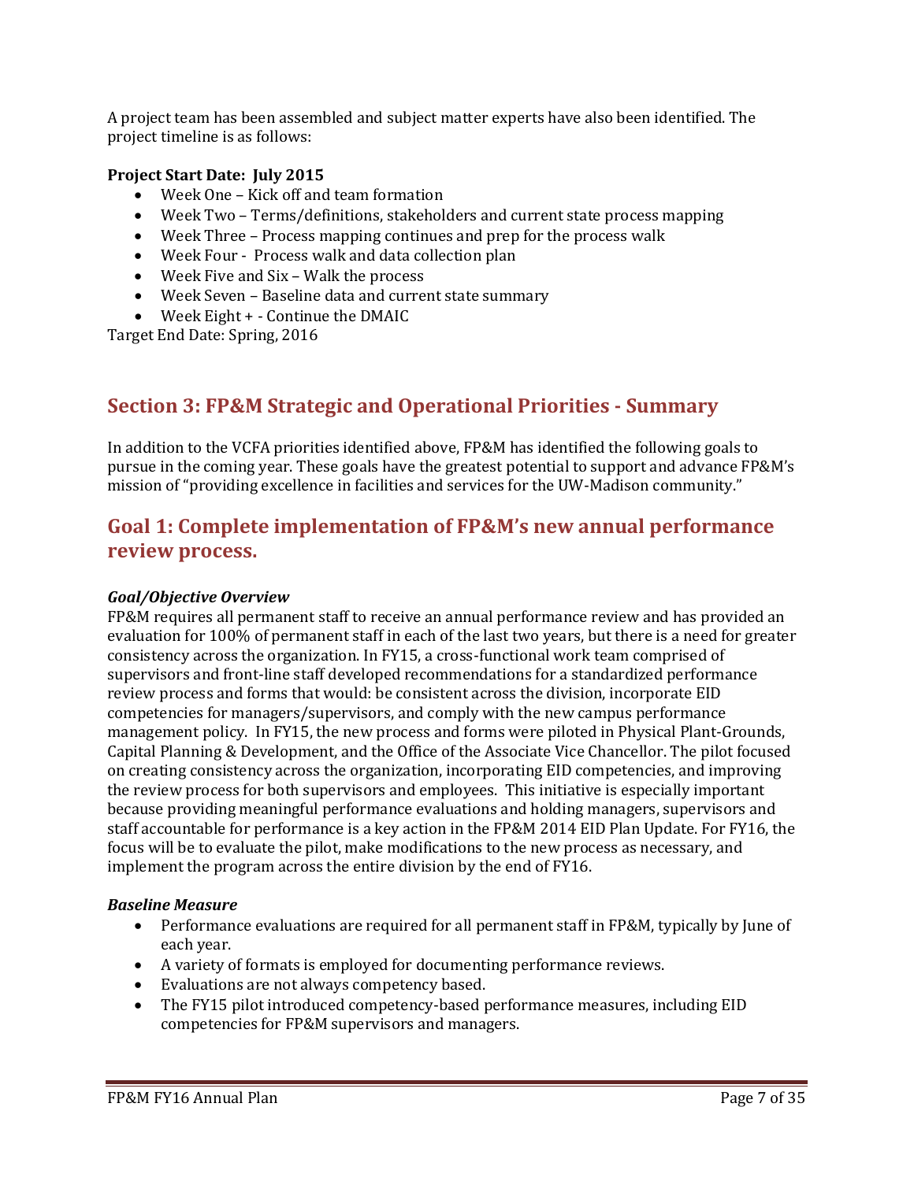A project team has been assembled and subject matter experts have also been identified. The project timeline is as follows:

**Project Start Date: July 2015**

- Week One – Kick off and team formation
- Week Two – Terms/definitions, stakeholders and current state process mapping
- Week Three – Process mapping continues and prep for the process walk
- Week Four - Process walk and data collection plan
- Week Five and Six – Walk the process
- Week Seven – Baseline data and current state summary
- Week Eight + - Continue the DMAIC

Target End Date: Spring, 2016

# Section 3: FP&M Strategic and Operational Priorities - Summary

In addition to the VCFA priorities identified above, FP&M has identified the following goals to pursue in the coming year. These goals have the greatest potential to support and advance FP&M's mission of "providing excellence in facilities and services for the UW-Madison community."

## Goal 1: Complete implementation of FP&M's new annual performance review process.

***Goal/Objective Overview***

FP&M requires all permanent staff to receive an annual performance review and has provided an evaluation for 100% of permanent staff in each of the last two years, but there is a need for greater consistency across the organization. In FY15, a cross-functional work team comprised of supervisors and front-line staff developed recommendations for a standardized performance review process and forms that would: be consistent across the division, incorporate EID competencies for managers/supervisors, and comply with the new campus performance management policy. In FY15, the new process and forms were piloted in Physical Plant-Grounds, Capital Planning & Development, and the Office of the Associate Vice Chancellor. The pilot focused on creating consistency across the organization, incorporating EID competencies, and improving the review process for both supervisors and employees. This initiative is especially important because providing meaningful performance evaluations and holding managers, supervisors and staff accountable for performance is a key action in the FP&M 2014 EID Plan Update. For FY16, the focus will be to evaluate the pilot, make modifications to the new process as necessary, and implement the program across the entire division by the end of FY16.

***Baseline Measure***

- Performance evaluations are required for all permanent staff in FP&M, typically by June of each year.
- A variety of formats is employed for documenting performance reviews.
- Evaluations are not always competency based.
- The FY15 pilot introduced competency-based performance measures, including EID competencies for FP&M supervisors and managers.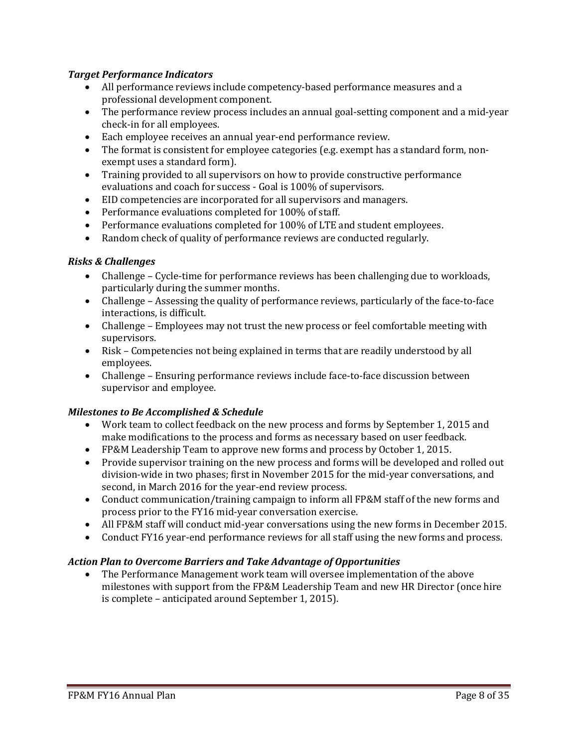### *Target Performance Indicators*

- All performance reviews include competency-based performance measures and a professional development component.
- The performance review process includes an annual goal-setting component and a mid-year check-in for all employees.
- Each employee receives an annual year-end performance review.
- The format is consistent for employee categories (e.g. exempt has a standard form, non-exempt uses a standard form).
- Training provided to all supervisors on how to provide constructive performance evaluations and coach for success - Goal is 100% of supervisors.
- EID competencies are incorporated for all supervisors and managers.
- Performance evaluations completed for 100% of staff.
- Performance evaluations completed for 100% of LTE and student employees.
- Random check of quality of performance reviews are conducted regularly.

### *Risks & Challenges*

- Challenge – Cycle-time for performance reviews has been challenging due to workloads, particularly during the summer months.
- Challenge – Assessing the quality of performance reviews, particularly of the face-to-face interactions, is difficult.
- Challenge – Employees may not trust the new process or feel comfortable meeting with supervisors.
- Risk – Competencies not being explained in terms that are readily understood by all employees.
- Challenge – Ensuring performance reviews include face-to-face discussion between supervisor and employee.

### *Milestones to Be Accomplished & Schedule*

- Work team to collect feedback on the new process and forms by September 1, 2015 and make modifications to the process and forms as necessary based on user feedback.
- FP&M Leadership Team to approve new forms and process by October 1, 2015.
- Provide supervisor training on the new process and forms will be developed and rolled out division-wide in two phases; first in November 2015 for the mid-year conversations, and second, in March 2016 for the year-end review process.
- Conduct communication/training campaign to inform all FP&M staff of the new forms and process prior to the FY16 mid-year conversation exercise.
- All FP&M staff will conduct mid-year conversations using the new forms in December 2015.
- Conduct FY16 year-end performance reviews for all staff using the new forms and process.

### *Action Plan to Overcome Barriers and Take Advantage of Opportunities*

- The Performance Management work team will oversee implementation of the above milestones with support from the FP&M Leadership Team and new HR Director (once hire is complete – anticipated around September 1, 2015).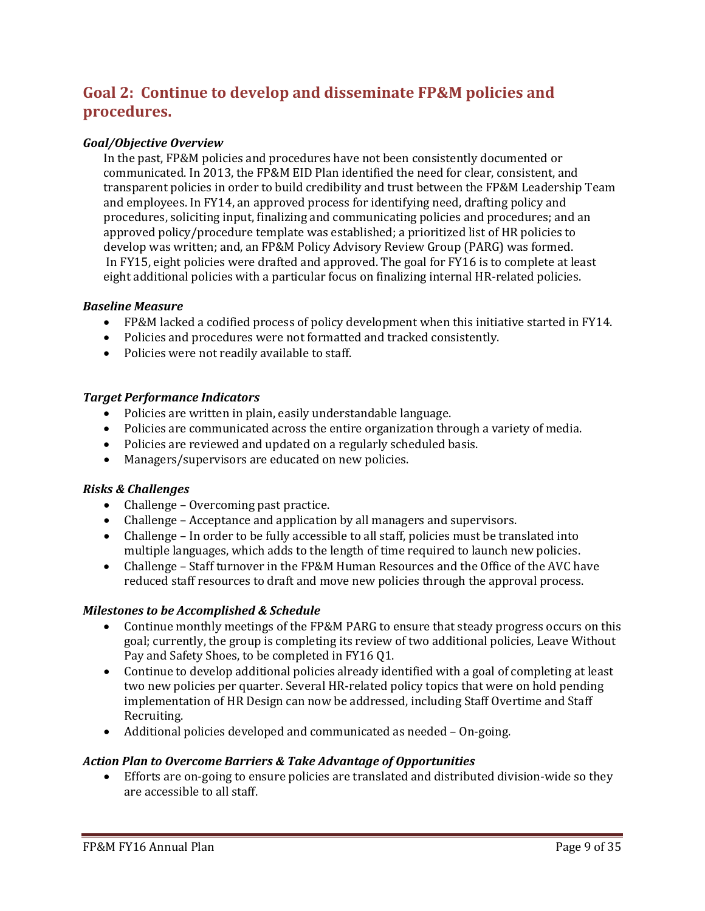## Goal 2: Continue to develop and disseminate FP&M policies and procedures.

***Goal/Objective Overview***

In the past, FP&M policies and procedures have not been consistently documented or communicated. In 2013, the FP&M EID Plan identified the need for clear, consistent, and transparent policies in order to build credibility and trust between the FP&M Leadership Team and employees. In FY14, an approved process for identifying need, drafting policy and procedures, soliciting input, finalizing and communicating policies and procedures; and an approved policy/procedure template was established; a prioritized list of HR policies to develop was written; and, an FP&M Policy Advisory Review Group (PARG) was formed. In FY15, eight policies were drafted and approved. The goal for FY16 is to complete at least eight additional policies with a particular focus on finalizing internal HR-related policies.

***Baseline Measure***

- FP&M lacked a codified process of policy development when this initiative started in FY14.
- Policies and procedures were not formatted and tracked consistently.
- Policies were not readily available to staff.

***Target Performance Indicators***

- Policies are written in plain, easily understandable language.
- Policies are communicated across the entire organization through a variety of media.
- Policies are reviewed and updated on a regularly scheduled basis.
- Managers/supervisors are educated on new policies.

***Risks & Challenges***

- Challenge – Overcoming past practice.
- Challenge – Acceptance and application by all managers and supervisors.
- Challenge – In order to be fully accessible to all staff, policies must be translated into multiple languages, which adds to the length of time required to launch new policies.
- Challenge – Staff turnover in the FP&M Human Resources and the Office of the AVC have reduced staff resources to draft and move new policies through the approval process.

***Milestones to be Accomplished & Schedule***

- Continue monthly meetings of the FP&M PARG to ensure that steady progress occurs on this goal; currently, the group is completing its review of two additional policies, Leave Without Pay and Safety Shoes, to be completed in FY16 Q1.
- Continue to develop additional policies already identified with a goal of completing at least two new policies per quarter. Several HR-related policy topics that were on hold pending implementation of HR Design can now be addressed, including Staff Overtime and Staff Recruiting.
- Additional policies developed and communicated as needed – On-going.

***Action Plan to Overcome Barriers & Take Advantage of Opportunities***

- Efforts are on-going to ensure policies are translated and distributed division-wide so they are accessible to all staff.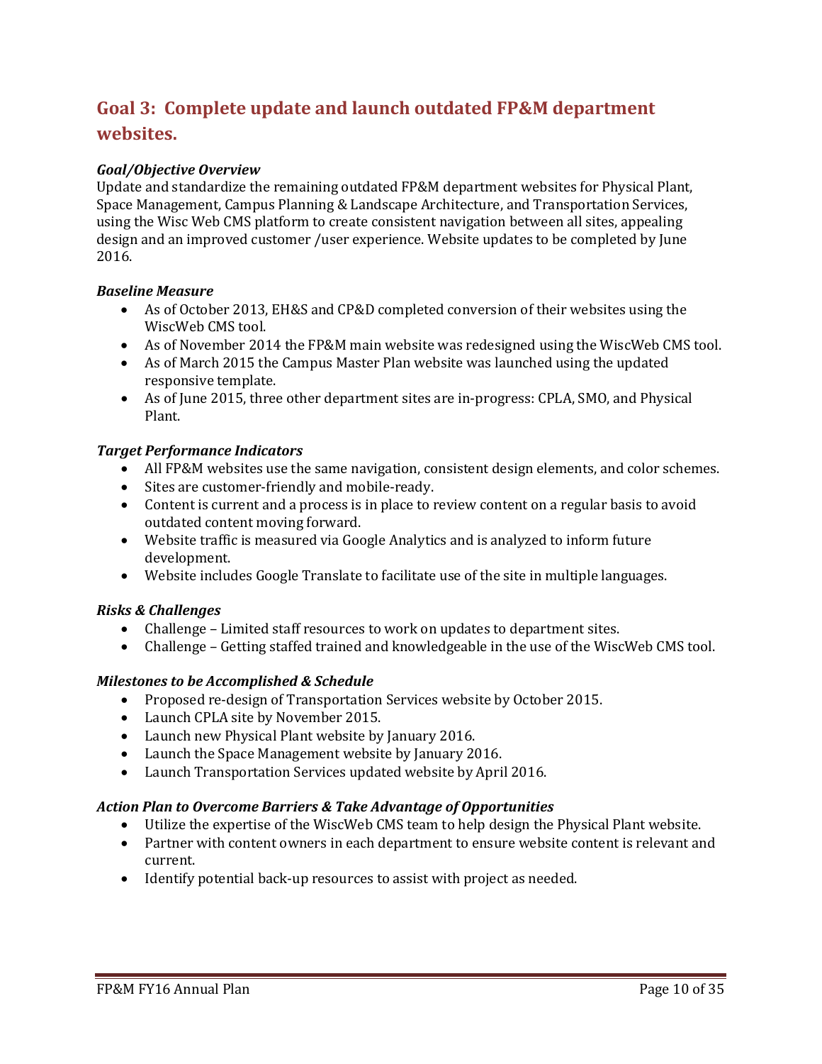## Goal 3: Complete update and launch outdated FP&M department websites.

***Goal/Objective Overview***

Update and standardize the remaining outdated FP&M department websites for Physical Plant, Space Management, Campus Planning & Landscape Architecture, and Transportation Services, using the Wisc Web CMS platform to create consistent navigation between all sites, appealing design and an improved customer /user experience. Website updates to be completed by June 2016.

***Baseline Measure***

- As of October 2013, EH&S and CP&D completed conversion of their websites using the WiscWeb CMS tool.
- As of November 2014 the FP&M main website was redesigned using the WiscWeb CMS tool.
- As of March 2015 the Campus Master Plan website was launched using the updated responsive template.
- As of June 2015, three other department sites are in-progress: CPLA, SMO, and Physical Plant.

***Target Performance Indicators***

- All FP&M websites use the same navigation, consistent design elements, and color schemes.
- Sites are customer-friendly and mobile-ready.
- Content is current and a process is in place to review content on a regular basis to avoid outdated content moving forward.
- Website traffic is measured via Google Analytics and is analyzed to inform future development.
- Website includes Google Translate to facilitate use of the site in multiple languages.

***Risks & Challenges***

- Challenge – Limited staff resources to work on updates to department sites.
- Challenge – Getting staffed trained and knowledgeable in the use of the WiscWeb CMS tool.

***Milestones to be Accomplished & Schedule***

- Proposed re-design of Transportation Services website by October 2015.
- Launch CPLA site by November 2015.
- Launch new Physical Plant website by January 2016.
- Launch the Space Management website by January 2016.
- Launch Transportation Services updated website by April 2016.

***Action Plan to Overcome Barriers & Take Advantage of Opportunities***

- Utilize the expertise of the WiscWeb CMS team to help design the Physical Plant website.
- Partner with content owners in each department to ensure website content is relevant and current.
- Identify potential back-up resources to assist with project as needed.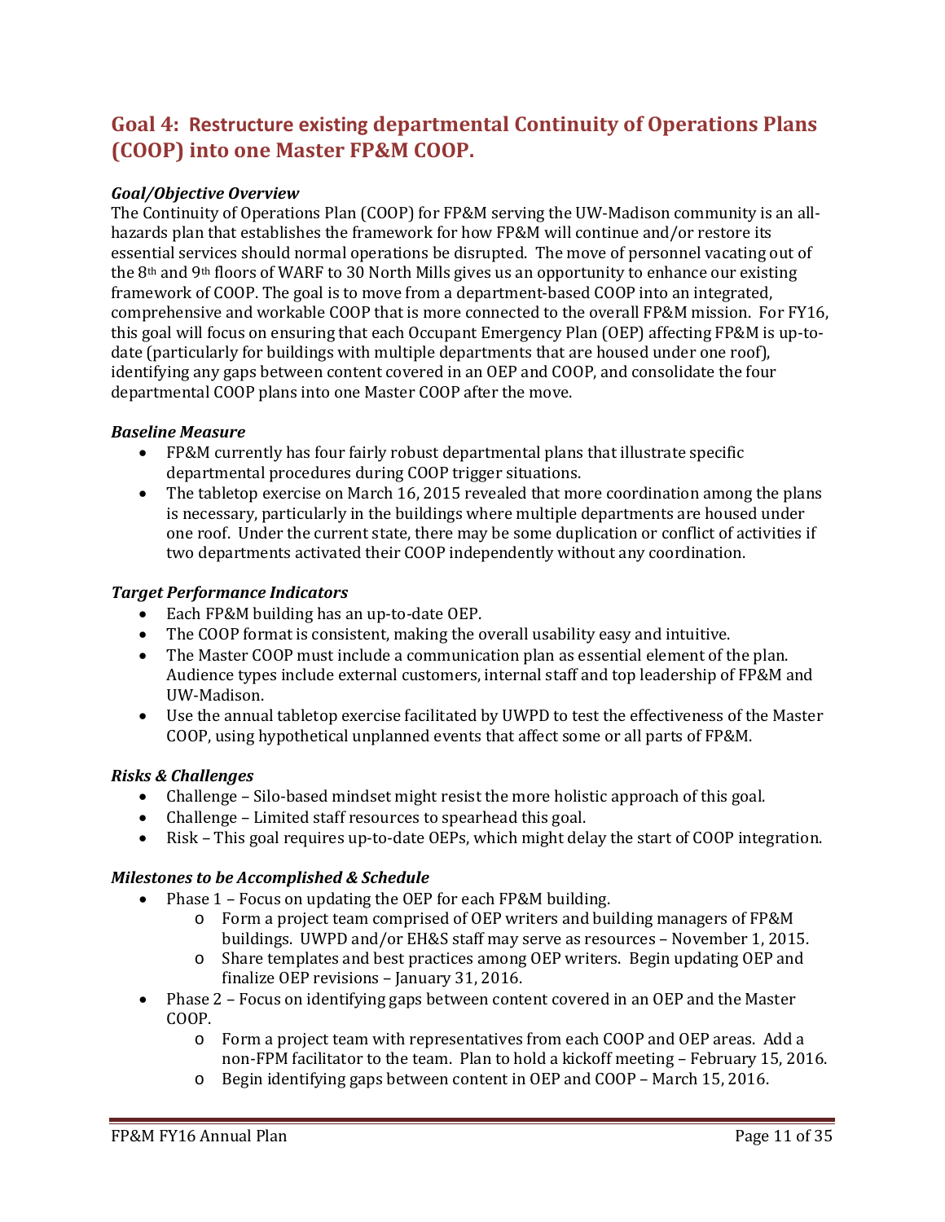## Goal 4: Restructure existing departmental Continuity of Operations Plans (COOP) into one Master FP&M COOP.

***Goal/Objective Overview***

The Continuity of Operations Plan (COOP) for FP&M serving the UW-Madison community is an all-hazards plan that establishes the framework for how FP&M will continue and/or restore its essential services should normal operations be disrupted. The move of personnel vacating out of the 8th and 9th floors of WARF to 30 North Mills gives us an opportunity to enhance our existing framework of COOP. The goal is to move from a department-based COOP into an integrated, comprehensive and workable COOP that is more connected to the overall FP&M mission. For FY16, this goal will focus on ensuring that each Occupant Emergency Plan (OEP) affecting FP&M is up-to-date (particularly for buildings with multiple departments that are housed under one roof), identifying any gaps between content covered in an OEP and COOP, and consolidate the four departmental COOP plans into one Master COOP after the move.

***Baseline Measure***

- FP&M currently has four fairly robust departmental plans that illustrate specific departmental procedures during COOP trigger situations.
- The tabletop exercise on March 16, 2015 revealed that more coordination among the plans is necessary, particularly in the buildings where multiple departments are housed under one roof. Under the current state, there may be some duplication or conflict of activities if two departments activated their COOP independently without any coordination.

***Target Performance Indicators***

- Each FP&M building has an up-to-date OEP.
- The COOP format is consistent, making the overall usability easy and intuitive.
- The Master COOP must include a communication plan as essential element of the plan. Audience types include external customers, internal staff and top leadership of FP&M and UW-Madison.
- Use the annual tabletop exercise facilitated by UWPD to test the effectiveness of the Master COOP, using hypothetical unplanned events that affect some or all parts of FP&M.

***Risks & Challenges***

- Challenge – Silo-based mindset might resist the more holistic approach of this goal.
- Challenge – Limited staff resources to spearhead this goal.
- Risk – This goal requires up-to-date OEPs, which might delay the start of COOP integration.

***Milestones to be Accomplished & Schedule***

- Phase 1 – Focus on updating the OEP for each FP&M building.
  - Form a project team comprised of OEP writers and building managers of FP&M buildings. UWPD and/or EH&S staff may serve as resources – November 1, 2015.
  - Share templates and best practices among OEP writers. Begin updating OEP and finalize OEP revisions – January 31, 2016.
- Phase 2 – Focus on identifying gaps between content covered in an OEP and the Master COOP.
  - Form a project team with representatives from each COOP and OEP areas. Add a non-FPM facilitator to the team. Plan to hold a kickoff meeting – February 15, 2016.
  - Begin identifying gaps between content in OEP and COOP – March 15, 2016.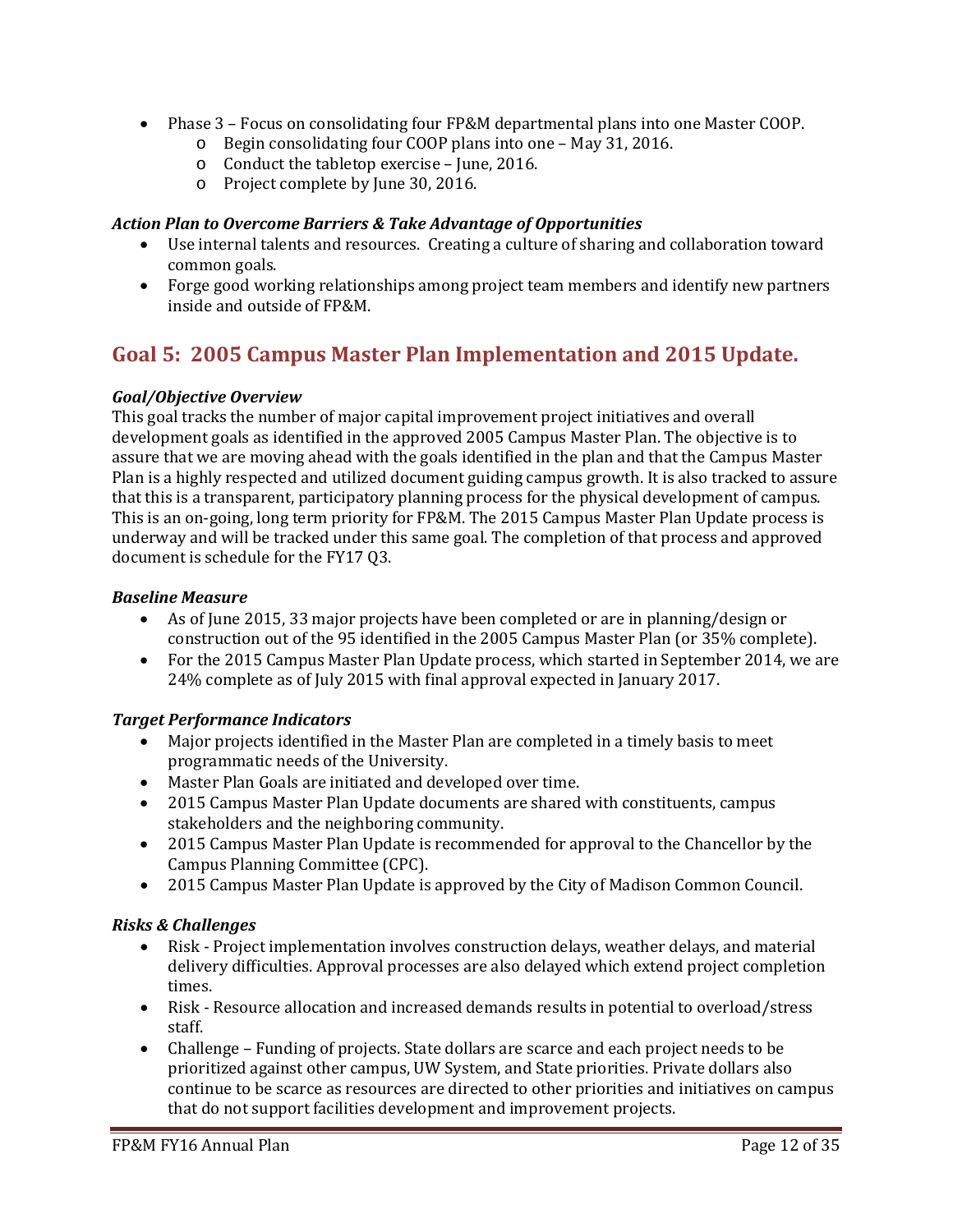- Phase 3 – Focus on consolidating four FP&M departmental plans into one Master COOP.
    - Begin consolidating four COOP plans into one – May 31, 2016.
    - Conduct the tabletop exercise – June, 2016.
    - Project complete by June 30, 2016.

***Action Plan to Overcome Barriers & Take Advantage of Opportunities***

- Use internal talents and resources. Creating a culture of sharing and collaboration toward common goals.
- Forge good working relationships among project team members and identify new partners inside and outside of FP&M.

## Goal 5: 2005 Campus Master Plan Implementation and 2015 Update.

***Goal/Objective Overview***

This goal tracks the number of major capital improvement project initiatives and overall development goals as identified in the approved 2005 Campus Master Plan. The objective is to assure that we are moving ahead with the goals identified in the plan and that the Campus Master Plan is a highly respected and utilized document guiding campus growth. It is also tracked to assure that this is a transparent, participatory planning process for the physical development of campus. This is an on-going, long term priority for FP&M. The 2015 Campus Master Plan Update process is underway and will be tracked under this same goal. The completion of that process and approved document is schedule for the FY17 Q3.

***Baseline Measure***

- As of June 2015, 33 major projects have been completed or are in planning/design or construction out of the 95 identified in the 2005 Campus Master Plan (or 35% complete).
- For the 2015 Campus Master Plan Update process, which started in September 2014, we are 24% complete as of July 2015 with final approval expected in January 2017.

***Target Performance Indicators***

- Major projects identified in the Master Plan are completed in a timely basis to meet programmatic needs of the University.
- Master Plan Goals are initiated and developed over time.
- 2015 Campus Master Plan Update documents are shared with constituents, campus stakeholders and the neighboring community.
- 2015 Campus Master Plan Update is recommended for approval to the Chancellor by the Campus Planning Committee (CPC).
- 2015 Campus Master Plan Update is approved by the City of Madison Common Council.

***Risks & Challenges***

- Risk - Project implementation involves construction delays, weather delays, and material delivery difficulties. Approval processes are also delayed which extend project completion times.
- Risk - Resource allocation and increased demands results in potential to overload/stress staff.
- Challenge – Funding of projects. State dollars are scarce and each project needs to be prioritized against other campus, UW System, and State priorities. Private dollars also continue to be scarce as resources are directed to other priorities and initiatives on campus that do not support facilities development and improvement projects.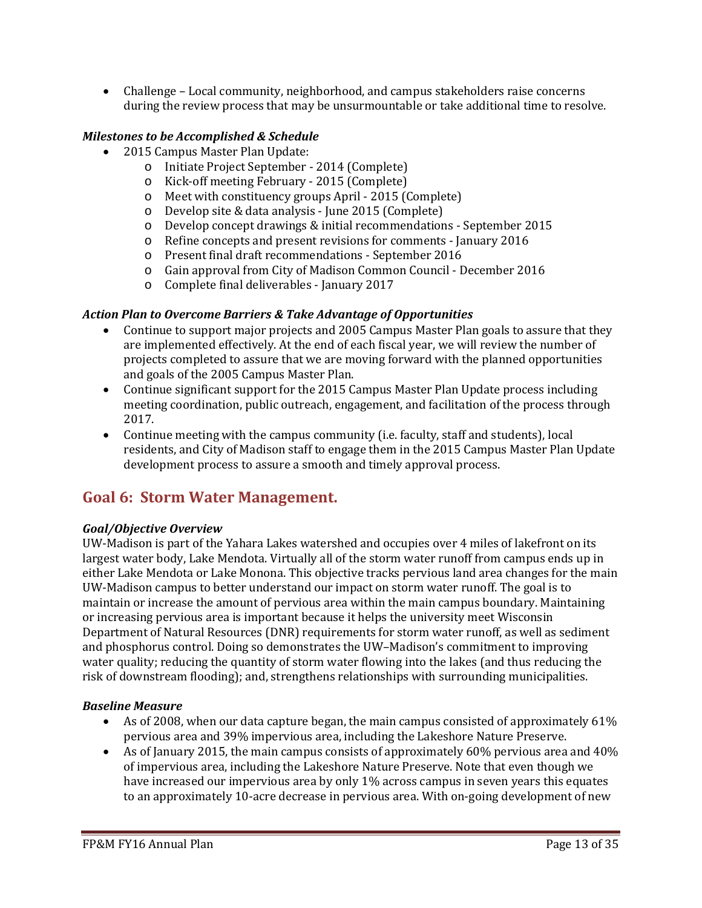- Challenge – Local community, neighborhood, and campus stakeholders raise concerns during the review process that may be unsurmountable or take additional time to resolve.

***Milestones to be Accomplished & Schedule***

- 2015 Campus Master Plan Update:
  - Initiate Project September - 2014 (Complete)
  - Kick-off meeting February - 2015 (Complete)
  - Meet with constituency groups April - 2015 (Complete)
  - Develop site & data analysis - June 2015 (Complete)
  - Develop concept drawings & initial recommendations - September 2015
  - Refine concepts and present revisions for comments - January 2016
  - Present final draft recommendations - September 2016
  - Gain approval from City of Madison Common Council - December 2016
  - Complete final deliverables - January 2017

***Action Plan to Overcome Barriers & Take Advantage of Opportunities***

- Continue to support major projects and 2005 Campus Master Plan goals to assure that they are implemented effectively. At the end of each fiscal year, we will review the number of projects completed to assure that we are moving forward with the planned opportunities and goals of the 2005 Campus Master Plan.
- Continue significant support for the 2015 Campus Master Plan Update process including meeting coordination, public outreach, engagement, and facilitation of the process through 2017.
- Continue meeting with the campus community (i.e. faculty, staff and students), local residents, and City of Madison staff to engage them in the 2015 Campus Master Plan Update development process to assure a smooth and timely approval process.

## Goal 6: Storm Water Management.

***Goal/Objective Overview***

UW-Madison is part of the Yahara Lakes watershed and occupies over 4 miles of lakefront on its largest water body, Lake Mendota. Virtually all of the storm water runoff from campus ends up in either Lake Mendota or Lake Monona. This objective tracks pervious land area changes for the main UW-Madison campus to better understand our impact on storm water runoff. The goal is to maintain or increase the amount of pervious area within the main campus boundary. Maintaining or increasing pervious area is important because it helps the university meet Wisconsin Department of Natural Resources (DNR) requirements for storm water runoff, as well as sediment and phosphorus control. Doing so demonstrates the UW–Madison's commitment to improving water quality; reducing the quantity of storm water flowing into the lakes (and thus reducing the risk of downstream flooding); and, strengthens relationships with surrounding municipalities.

***Baseline Measure***

- As of 2008, when our data capture began, the main campus consisted of approximately 61% pervious area and 39% impervious area, including the Lakeshore Nature Preserve.
- As of January 2015, the main campus consists of approximately 60% pervious area and 40% of impervious area, including the Lakeshore Nature Preserve. Note that even though we have increased our impervious area by only 1% across campus in seven years this equates to an approximately 10-acre decrease in pervious area. With on-going development of new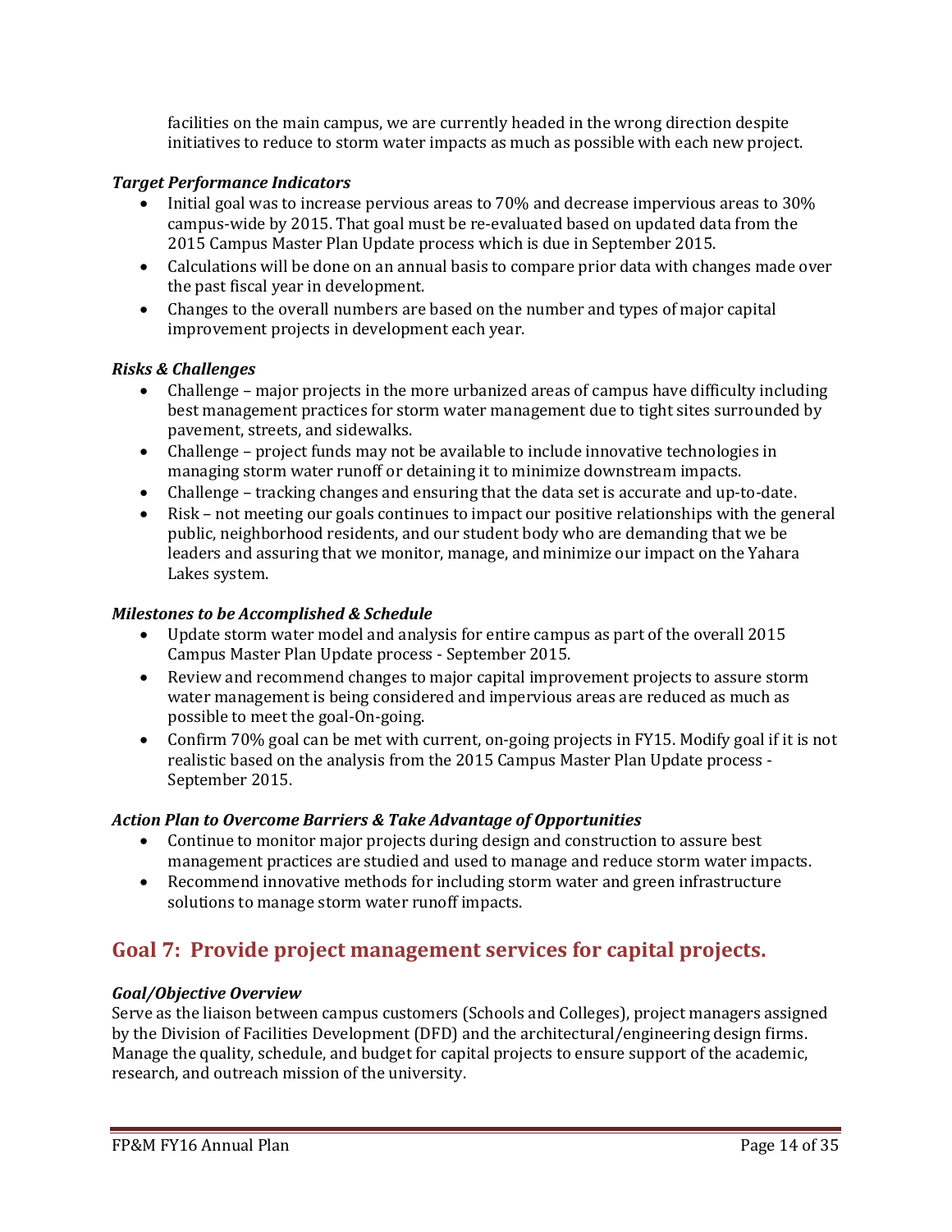facilities on the main campus, we are currently headed in the wrong direction despite initiatives to reduce to storm water impacts as much as possible with each new project.

***Target Performance Indicators***

- Initial goal was to increase pervious areas to 70% and decrease impervious areas to 30% campus-wide by 2015. That goal must be re-evaluated based on updated data from the 2015 Campus Master Plan Update process which is due in September 2015.
- Calculations will be done on an annual basis to compare prior data with changes made over the past fiscal year in development.
- Changes to the overall numbers are based on the number and types of major capital improvement projects in development each year.

***Risks & Challenges***

- Challenge – major projects in the more urbanized areas of campus have difficulty including best management practices for storm water management due to tight sites surrounded by pavement, streets, and sidewalks.
- Challenge – project funds may not be available to include innovative technologies in managing storm water runoff or detaining it to minimize downstream impacts.
- Challenge – tracking changes and ensuring that the data set is accurate and up-to-date.
- Risk – not meeting our goals continues to impact our positive relationships with the general public, neighborhood residents, and our student body who are demanding that we be leaders and assuring that we monitor, manage, and minimize our impact on the Yahara Lakes system.

***Milestones to be Accomplished & Schedule***

- Update storm water model and analysis for entire campus as part of the overall 2015 Campus Master Plan Update process - September 2015.
- Review and recommend changes to major capital improvement projects to assure storm water management is being considered and impervious areas are reduced as much as possible to meet the goal-On-going.
- Confirm 70% goal can be met with current, on-going projects in FY15. Modify goal if it is not realistic based on the analysis from the 2015 Campus Master Plan Update process - September 2015.

***Action Plan to Overcome Barriers & Take Advantage of Opportunities***

- Continue to monitor major projects during design and construction to assure best management practices are studied and used to manage and reduce storm water impacts.
- Recommend innovative methods for including storm water and green infrastructure solutions to manage storm water runoff impacts.

## Goal 7: Provide project management services for capital projects.

***Goal/Objective Overview***

Serve as the liaison between campus customers (Schools and Colleges), project managers assigned by the Division of Facilities Development (DFD) and the architectural/engineering design firms. Manage the quality, schedule, and budget for capital projects to ensure support of the academic, research, and outreach mission of the university.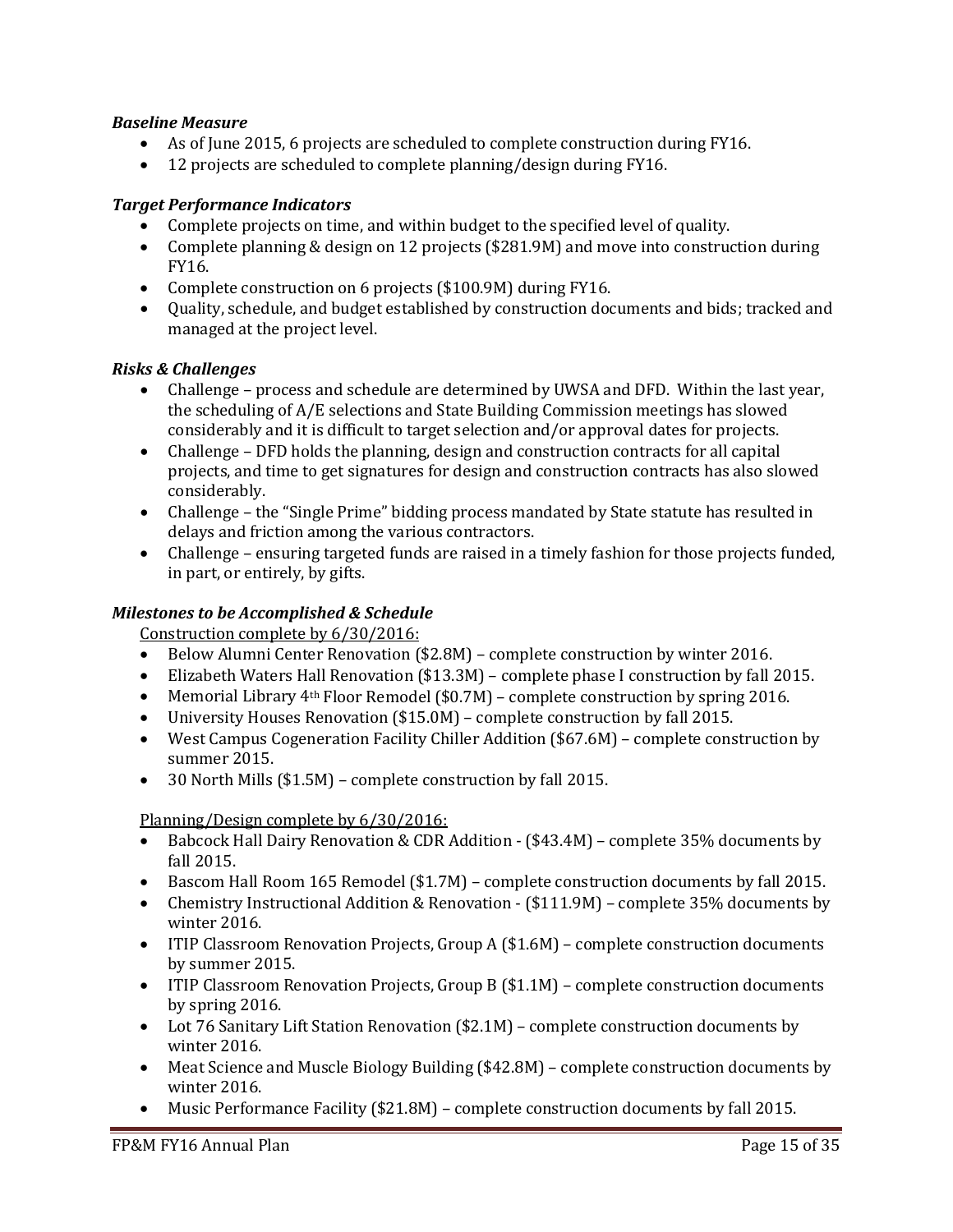***Baseline Measure***

- As of June 2015, 6 projects are scheduled to complete construction during FY16.
- 12 projects are scheduled to complete planning/design during FY16.

***Target Performance Indicators***

- Complete projects on time, and within budget to the specified level of quality.
- Complete planning & design on 12 projects ($281.9M) and move into construction during FY16.
- Complete construction on 6 projects ($100.9M) during FY16.
- Quality, schedule, and budget established by construction documents and bids; tracked and managed at the project level.

***Risks & Challenges***

- Challenge – process and schedule are determined by UWSA and DFD. Within the last year, the scheduling of A/E selections and State Building Commission meetings has slowed considerably and it is difficult to target selection and/or approval dates for projects.
- Challenge – DFD holds the planning, design and construction contracts for all capital projects, and time to get signatures for design and construction contracts has also slowed considerably.
- Challenge – the "Single Prime" bidding process mandated by State statute has resulted in delays and friction among the various contractors.
- Challenge – ensuring targeted funds are raised in a timely fashion for those projects funded, in part, or entirely, by gifts.

***Milestones to be Accomplished & Schedule***

Construction complete by 6/30/2016:

- Below Alumni Center Renovation ($2.8M) – complete construction by winter 2016.
- Elizabeth Waters Hall Renovation ($13.3M) – complete phase I construction by fall 2015.
- Memorial Library 4th Floor Remodel ($0.7M) – complete construction by spring 2016.
- University Houses Renovation ($15.0M) – complete construction by fall 2015.
- West Campus Cogeneration Facility Chiller Addition ($67.6M) – complete construction by summer 2015.
- 30 North Mills ($1.5M) – complete construction by fall 2015.

Planning/Design complete by 6/30/2016:

- Babcock Hall Dairy Renovation & CDR Addition - ($43.4M) – complete 35% documents by fall 2015.
- Bascom Hall Room 165 Remodel ($1.7M) – complete construction documents by fall 2015.
- Chemistry Instructional Addition & Renovation - ($111.9M) – complete 35% documents by winter 2016.
- ITIP Classroom Renovation Projects, Group A ($1.6M) – complete construction documents by summer 2015.
- ITIP Classroom Renovation Projects, Group B ($1.1M) – complete construction documents by spring 2016.
- Lot 76 Sanitary Lift Station Renovation ($2.1M) – complete construction documents by winter 2016.
- Meat Science and Muscle Biology Building ($42.8M) – complete construction documents by winter 2016.
- Music Performance Facility ($21.8M) – complete construction documents by fall 2015.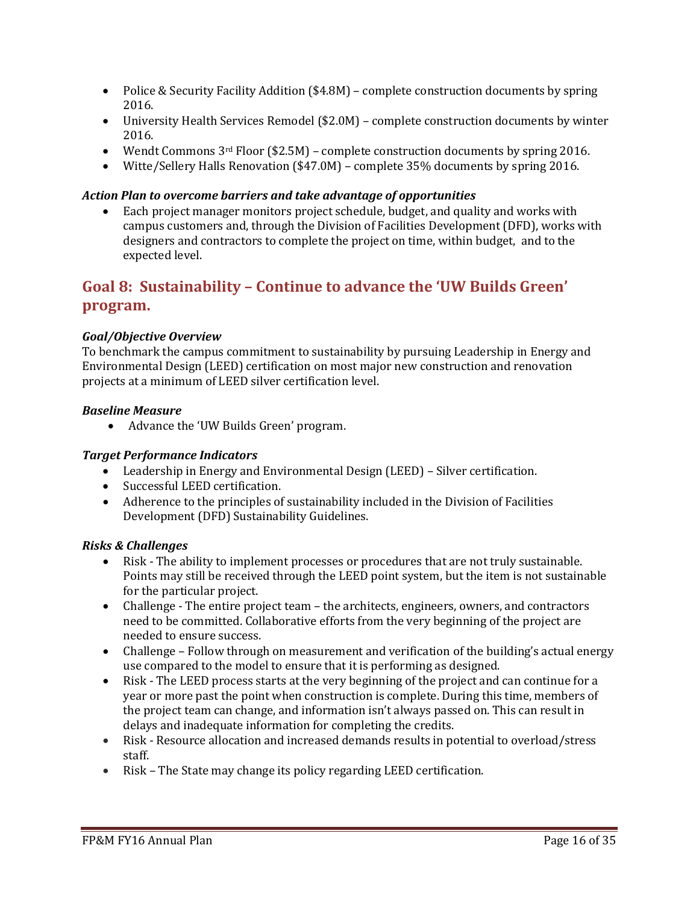- Police & Security Facility Addition ($4.8M) – complete construction documents by spring 2016.
- University Health Services Remodel ($2.0M) – complete construction documents by winter 2016.
- Wendt Commons 3rd Floor ($2.5M) – complete construction documents by spring 2016.
- Witte/Sellery Halls Renovation ($47.0M) – complete 35% documents by spring 2016.

***Action Plan to overcome barriers and take advantage of opportunities***

- Each project manager monitors project schedule, budget, and quality and works with campus customers and, through the Division of Facilities Development (DFD), works with designers and contractors to complete the project on time, within budget, and to the expected level.

## Goal 8: Sustainability – Continue to advance the 'UW Builds Green' program.

***Goal/Objective Overview***

To benchmark the campus commitment to sustainability by pursuing Leadership in Energy and Environmental Design (LEED) certification on most major new construction and renovation projects at a minimum of LEED silver certification level.

***Baseline Measure***

- Advance the 'UW Builds Green' program.

***Target Performance Indicators***

- Leadership in Energy and Environmental Design (LEED) – Silver certification.
- Successful LEED certification.
- Adherence to the principles of sustainability included in the Division of Facilities Development (DFD) Sustainability Guidelines.

***Risks & Challenges***

- Risk - The ability to implement processes or procedures that are not truly sustainable. Points may still be received through the LEED point system, but the item is not sustainable for the particular project.
- Challenge - The entire project team – the architects, engineers, owners, and contractors need to be committed. Collaborative efforts from the very beginning of the project are needed to ensure success.
- Challenge – Follow through on measurement and verification of the building's actual energy use compared to the model to ensure that it is performing as designed.
- Risk - The LEED process starts at the very beginning of the project and can continue for a year or more past the point when construction is complete. During this time, members of the project team can change, and information isn't always passed on. This can result in delays and inadequate information for completing the credits.
- Risk - Resource allocation and increased demands results in potential to overload/stress staff.
- Risk – The State may change its policy regarding LEED certification.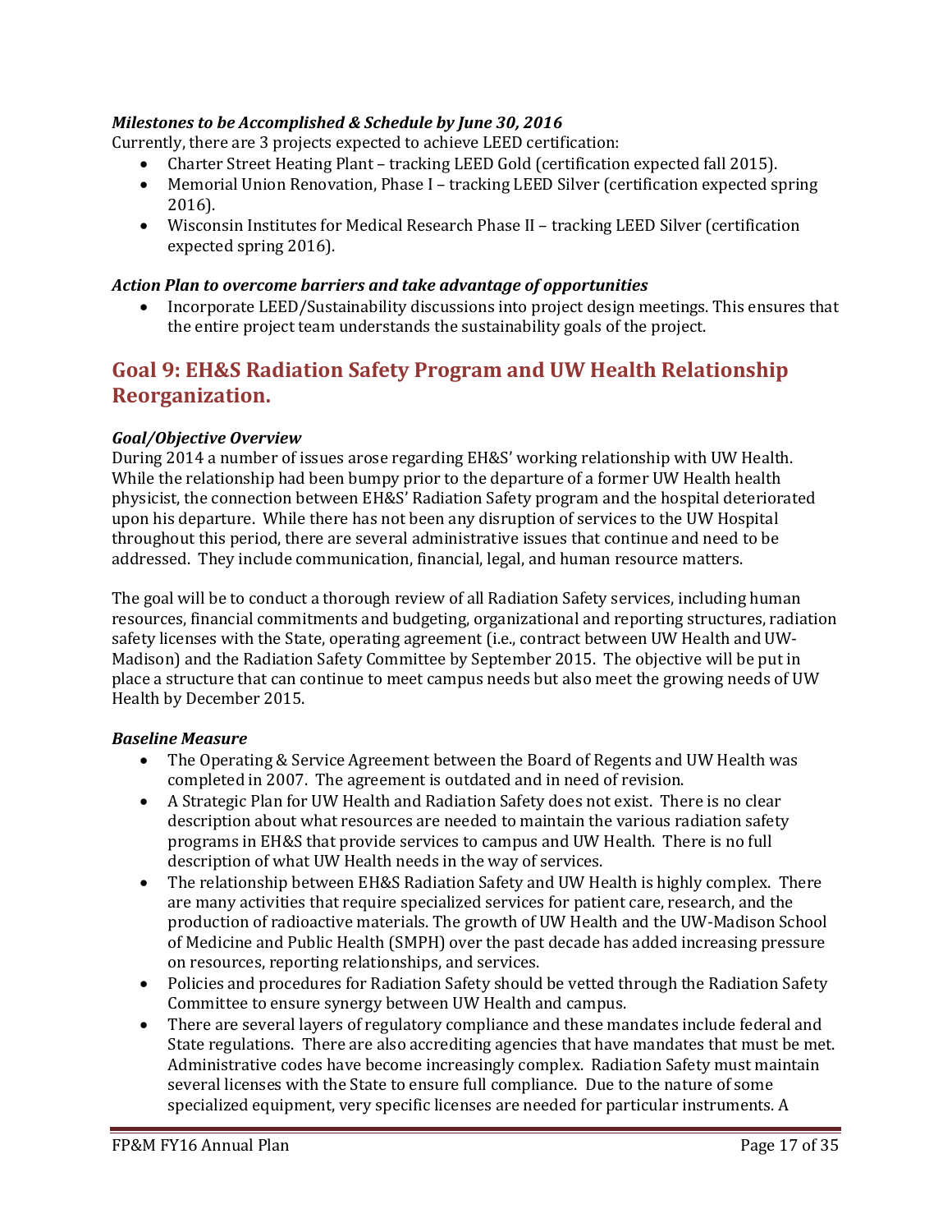### *Milestones to be Accomplished & Schedule by June 30, 2016*

Currently, there are 3 projects expected to achieve LEED certification:

- Charter Street Heating Plant – tracking LEED Gold (certification expected fall 2015).
- Memorial Union Renovation, Phase I – tracking LEED Silver (certification expected spring 2016).
- Wisconsin Institutes for Medical Research Phase II – tracking LEED Silver (certification expected spring 2016).

### *Action Plan to overcome barriers and take advantage of opportunities*

- Incorporate LEED/Sustainability discussions into project design meetings. This ensures that the entire project team understands the sustainability goals of the project.

## Goal 9: EH&S Radiation Safety Program and UW Health Relationship Reorganization.

### *Goal/Objective Overview*

During 2014 a number of issues arose regarding EH&S' working relationship with UW Health. While the relationship had been bumpy prior to the departure of a former UW Health health physicist, the connection between EH&S' Radiation Safety program and the hospital deteriorated upon his departure. While there has not been any disruption of services to the UW Hospital throughout this period, there are several administrative issues that continue and need to be addressed. They include communication, financial, legal, and human resource matters.

The goal will be to conduct a thorough review of all Radiation Safety services, including human resources, financial commitments and budgeting, organizational and reporting structures, radiation safety licenses with the State, operating agreement (i.e., contract between UW Health and UW-Madison) and the Radiation Safety Committee by September 2015. The objective will be put in place a structure that can continue to meet campus needs but also meet the growing needs of UW Health by December 2015.

### *Baseline Measure*

- The Operating & Service Agreement between the Board of Regents and UW Health was completed in 2007. The agreement is outdated and in need of revision.
- A Strategic Plan for UW Health and Radiation Safety does not exist. There is no clear description about what resources are needed to maintain the various radiation safety programs in EH&S that provide services to campus and UW Health. There is no full description of what UW Health needs in the way of services.
- The relationship between EH&S Radiation Safety and UW Health is highly complex. There are many activities that require specialized services for patient care, research, and the production of radioactive materials. The growth of UW Health and the UW-Madison School of Medicine and Public Health (SMPH) over the past decade has added increasing pressure on resources, reporting relationships, and services.
- Policies and procedures for Radiation Safety should be vetted through the Radiation Safety Committee to ensure synergy between UW Health and campus.
- There are several layers of regulatory compliance and these mandates include federal and State regulations. There are also accrediting agencies that have mandates that must be met. Administrative codes have become increasingly complex. Radiation Safety must maintain several licenses with the State to ensure full compliance. Due to the nature of some specialized equipment, very specific licenses are needed for particular instruments. A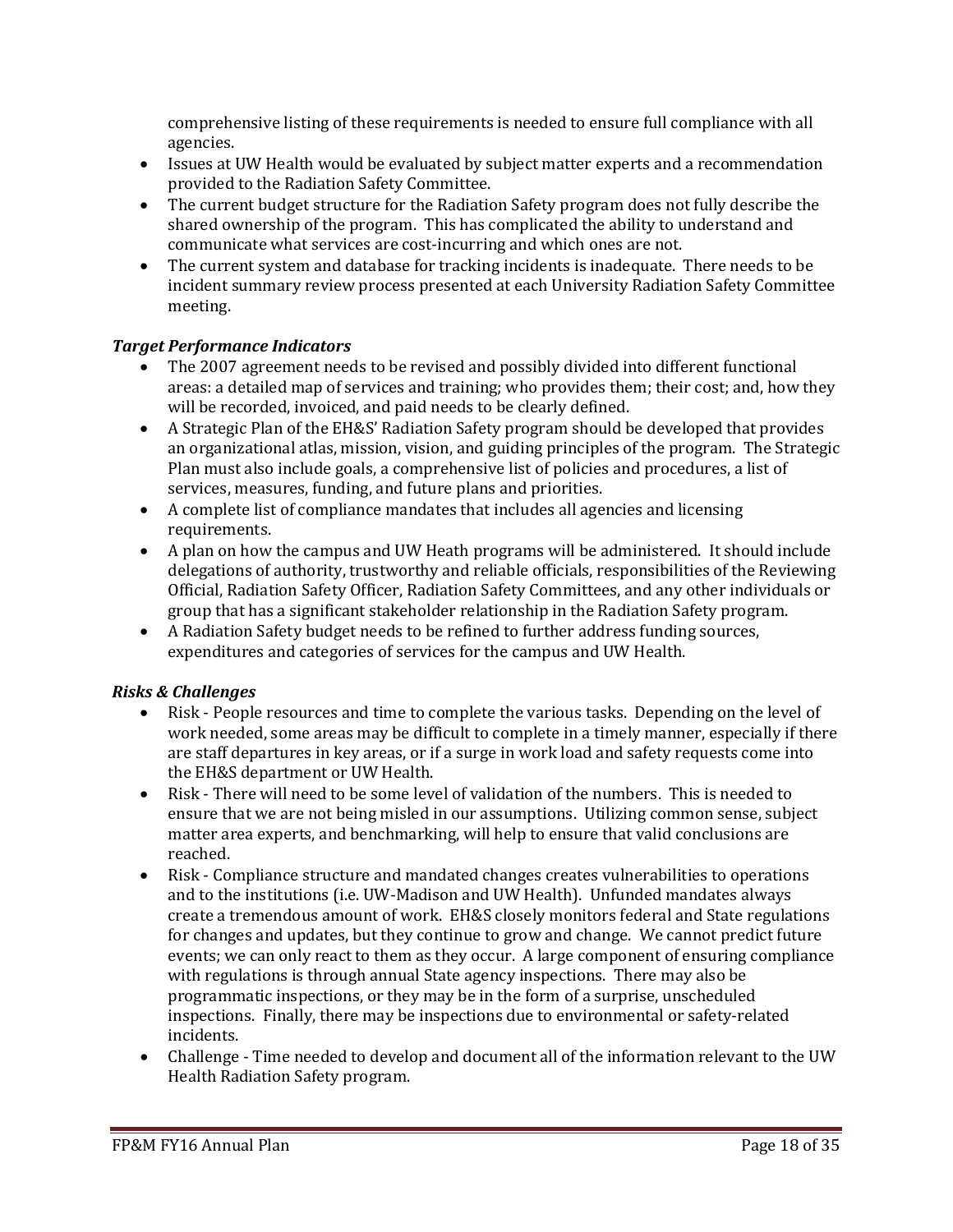comprehensive listing of these requirements is needed to ensure full compliance with all agencies.

- Issues at UW Health would be evaluated by subject matter experts and a recommendation provided to the Radiation Safety Committee.
- The current budget structure for the Radiation Safety program does not fully describe the shared ownership of the program. This has complicated the ability to understand and communicate what services are cost-incurring and which ones are not.
- The current system and database for tracking incidents is inadequate. There needs to be incident summary review process presented at each University Radiation Safety Committee meeting.

***Target Performance Indicators***

- The 2007 agreement needs to be revised and possibly divided into different functional areas: a detailed map of services and training; who provides them; their cost; and, how they will be recorded, invoiced, and paid needs to be clearly defined.
- A Strategic Plan of the EH&S' Radiation Safety program should be developed that provides an organizational atlas, mission, vision, and guiding principles of the program. The Strategic Plan must also include goals, a comprehensive list of policies and procedures, a list of services, measures, funding, and future plans and priorities.
- A complete list of compliance mandates that includes all agencies and licensing requirements.
- A plan on how the campus and UW Heath programs will be administered. It should include delegations of authority, trustworthy and reliable officials, responsibilities of the Reviewing Official, Radiation Safety Officer, Radiation Safety Committees, and any other individuals or group that has a significant stakeholder relationship in the Radiation Safety program.
- A Radiation Safety budget needs to be refined to further address funding sources, expenditures and categories of services for the campus and UW Health.

***Risks & Challenges***

- Risk - People resources and time to complete the various tasks. Depending on the level of work needed, some areas may be difficult to complete in a timely manner, especially if there are staff departures in key areas, or if a surge in work load and safety requests come into the EH&S department or UW Health.
- Risk - There will need to be some level of validation of the numbers. This is needed to ensure that we are not being misled in our assumptions. Utilizing common sense, subject matter area experts, and benchmarking, will help to ensure that valid conclusions are reached.
- Risk - Compliance structure and mandated changes creates vulnerabilities to operations and to the institutions (i.e. UW-Madison and UW Health). Unfunded mandates always create a tremendous amount of work. EH&S closely monitors federal and State regulations for changes and updates, but they continue to grow and change. We cannot predict future events; we can only react to them as they occur. A large component of ensuring compliance with regulations is through annual State agency inspections. There may also be programmatic inspections, or they may be in the form of a surprise, unscheduled inspections. Finally, there may be inspections due to environmental or safety-related incidents.
- Challenge - Time needed to develop and document all of the information relevant to the UW Health Radiation Safety program.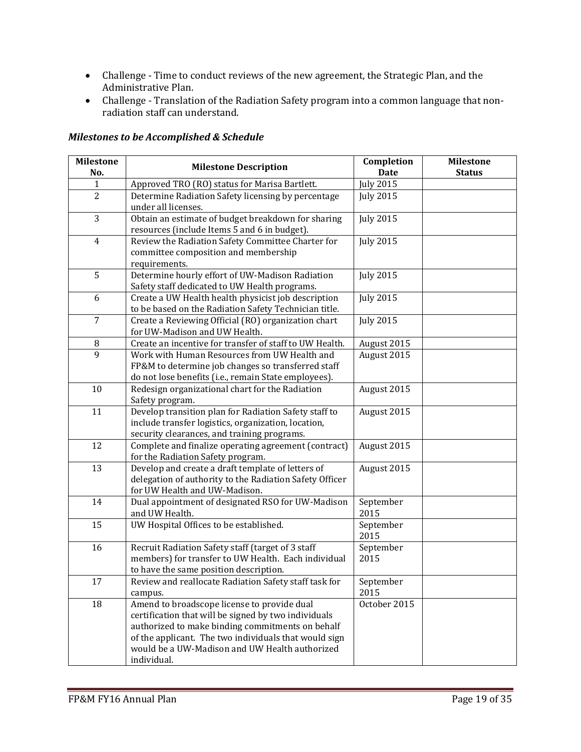- Challenge - Time to conduct reviews of the new agreement, the Strategic Plan, and the Administrative Plan.
- Challenge - Translation of the Radiation Safety program into a common language that non-radiation staff can understand.

### *Milestones to be Accomplished & Schedule*

| Milestone No. | Milestone Description | Completion Date | Milestone Status |
|---|---|---|---|
| 1 | Approved TRO (RO) status for Marisa Bartlett. | July 2015 | |
| 2 | Determine Radiation Safety licensing by percentage under all licenses. | July 2015 | |
| 3 | Obtain an estimate of budget breakdown for sharing resources (include Items 5 and 6 in budget). | July 2015 | |
| 4 | Review the Radiation Safety Committee Charter for committee composition and membership requirements. | July 2015 | |
| 5 | Determine hourly effort of UW-Madison Radiation Safety staff dedicated to UW Health programs. | July 2015 | |
| 6 | Create a UW Health health physicist job description to be based on the Radiation Safety Technician title. | July 2015 | |
| 7 | Create a Reviewing Official (RO) organization chart for UW-Madison and UW Health. | July 2015 | |
| 8 | Create an incentive for transfer of staff to UW Health. | August 2015 | |
| 9 | Work with Human Resources from UW Health and FP&M to determine job changes so transferred staff do not lose benefits (i.e., remain State employees). | August 2015 | |
| 10 | Redesign organizational chart for the Radiation Safety program. | August 2015 | |
| 11 | Develop transition plan for Radiation Safety staff to include transfer logistics, organization, location, security clearances, and training programs. | August 2015 | |
| 12 | Complete and finalize operating agreement (contract) for the Radiation Safety program. | August 2015 | |
| 13 | Develop and create a draft template of letters of delegation of authority to the Radiation Safety Officer for UW Health and UW-Madison. | August 2015 | |
| 14 | Dual appointment of designated RSO for UW-Madison and UW Health. | September 2015 | |
| 15 | UW Hospital Offices to be established. | September 2015 | |
| 16 | Recruit Radiation Safety staff (target of 3 staff members) for transfer to UW Health. Each individual to have the same position description. | September 2015 | |
| 17 | Review and reallocate Radiation Safety staff task for campus. | September 2015 | |
| 18 | Amend to broadscope license to provide dual certification that will be signed by two individuals authorized to make binding commitments on behalf of the applicant. The two individuals that would sign would be a UW-Madison and UW Health authorized individual. | October 2015 | |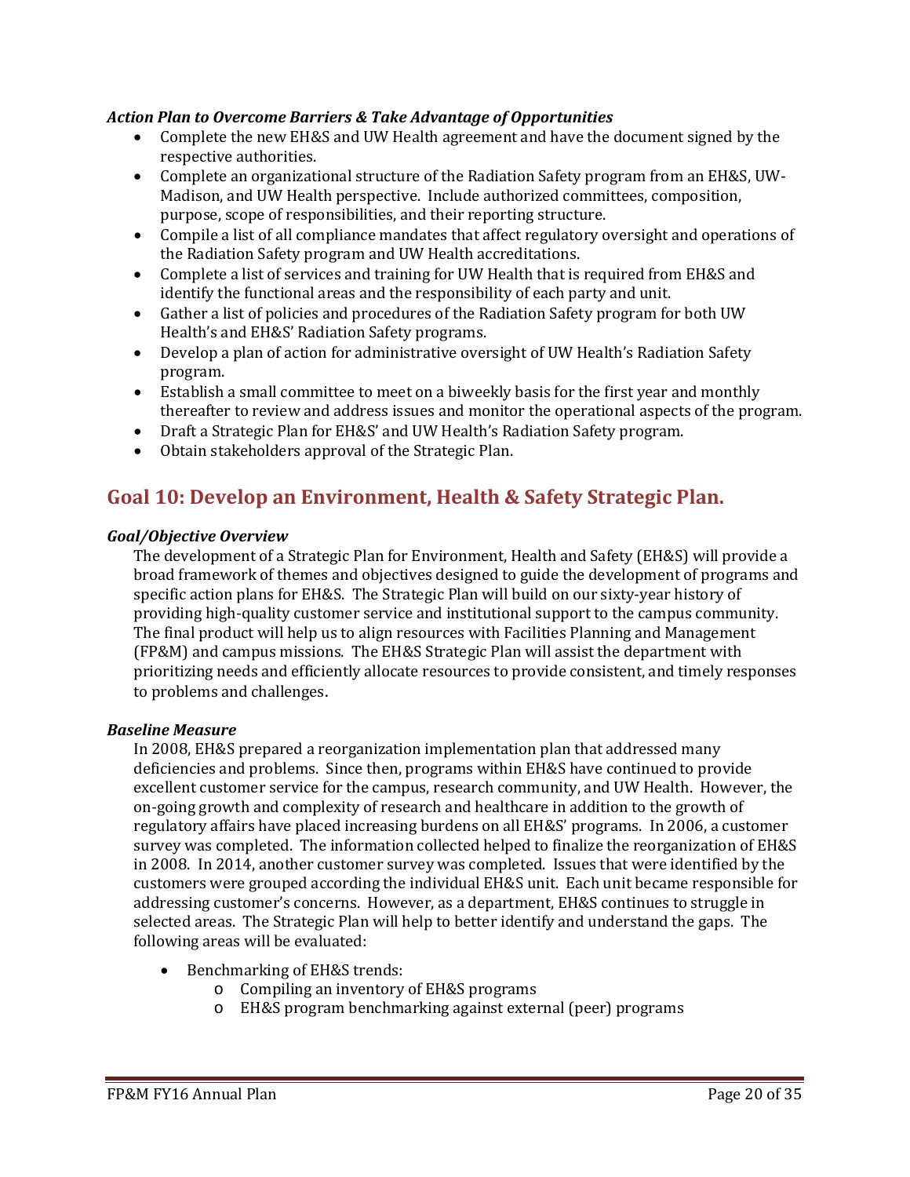### *Action Plan to Overcome Barriers & Take Advantage of Opportunities*

- Complete the new EH&S and UW Health agreement and have the document signed by the respective authorities.
- Complete an organizational structure of the Radiation Safety program from an EH&S, UW-Madison, and UW Health perspective. Include authorized committees, composition, purpose, scope of responsibilities, and their reporting structure.
- Compile a list of all compliance mandates that affect regulatory oversight and operations of the Radiation Safety program and UW Health accreditations.
- Complete a list of services and training for UW Health that is required from EH&S and identify the functional areas and the responsibility of each party and unit.
- Gather a list of policies and procedures of the Radiation Safety program for both UW Health's and EH&S' Radiation Safety programs.
- Develop a plan of action for administrative oversight of UW Health's Radiation Safety program.
- Establish a small committee to meet on a biweekly basis for the first year and monthly thereafter to review and address issues and monitor the operational aspects of the program.
- Draft a Strategic Plan for EH&S' and UW Health's Radiation Safety program.
- Obtain stakeholders approval of the Strategic Plan.

## Goal 10: Develop an Environment, Health & Safety Strategic Plan.

### *Goal/Objective Overview*

The development of a Strategic Plan for Environment, Health and Safety (EH&S) will provide a broad framework of themes and objectives designed to guide the development of programs and specific action plans for EH&S. The Strategic Plan will build on our sixty-year history of providing high-quality customer service and institutional support to the campus community. The final product will help us to align resources with Facilities Planning and Management (FP&M) and campus missions. The EH&S Strategic Plan will assist the department with prioritizing needs and efficiently allocate resources to provide consistent, and timely responses to problems and challenges.

### *Baseline Measure*

In 2008, EH&S prepared a reorganization implementation plan that addressed many deficiencies and problems. Since then, programs within EH&S have continued to provide excellent customer service for the campus, research community, and UW Health. However, the on-going growth and complexity of research and healthcare in addition to the growth of regulatory affairs have placed increasing burdens on all EH&S' programs. In 2006, a customer survey was completed. The information collected helped to finalize the reorganization of EH&S in 2008. In 2014, another customer survey was completed. Issues that were identified by the customers were grouped according the individual EH&S unit. Each unit became responsible for addressing customer's concerns. However, as a department, EH&S continues to struggle in selected areas. The Strategic Plan will help to better identify and understand the gaps. The following areas will be evaluated:

- Benchmarking of EH&S trends:
  - Compiling an inventory of EH&S programs
  - EH&S program benchmarking against external (peer) programs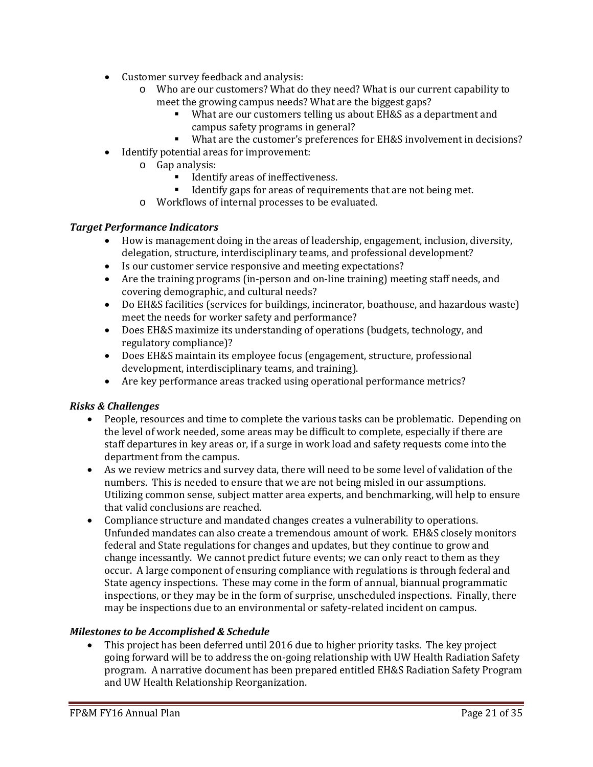- Customer survey feedback and analysis:
    - Who are our customers? What do they need? What is our current capability to meet the growing campus needs? What are the biggest gaps?
        - What are our customers telling us about EH&S as a department and campus safety programs in general?
        - What are the customer's preferences for EH&S involvement in decisions?
- Identify potential areas for improvement:
    - Gap analysis:
        - Identify areas of ineffectiveness.
        - Identify gaps for areas of requirements that are not being met.
    - Workflows of internal processes to be evaluated.

***Target Performance Indicators***

- How is management doing in the areas of leadership, engagement, inclusion, diversity, delegation, structure, interdisciplinary teams, and professional development?
- Is our customer service responsive and meeting expectations?
- Are the training programs (in-person and on-line training) meeting staff needs, and covering demographic, and cultural needs?
- Do EH&S facilities (services for buildings, incinerator, boathouse, and hazardous waste) meet the needs for worker safety and performance?
- Does EH&S maximize its understanding of operations (budgets, technology, and regulatory compliance)?
- Does EH&S maintain its employee focus (engagement, structure, professional development, interdisciplinary teams, and training).
- Are key performance areas tracked using operational performance metrics?

***Risks & Challenges***

- People, resources and time to complete the various tasks can be problematic. Depending on the level of work needed, some areas may be difficult to complete, especially if there are staff departures in key areas or, if a surge in work load and safety requests come into the department from the campus.
- As we review metrics and survey data, there will need to be some level of validation of the numbers. This is needed to ensure that we are not being misled in our assumptions. Utilizing common sense, subject matter area experts, and benchmarking, will help to ensure that valid conclusions are reached.
- Compliance structure and mandated changes creates a vulnerability to operations. Unfunded mandates can also create a tremendous amount of work. EH&S closely monitors federal and State regulations for changes and updates, but they continue to grow and change incessantly. We cannot predict future events; we can only react to them as they occur. A large component of ensuring compliance with regulations is through federal and State agency inspections. These may come in the form of annual, biannual programmatic inspections, or they may be in the form of surprise, unscheduled inspections. Finally, there may be inspections due to an environmental or safety-related incident on campus.

***Milestones to be Accomplished & Schedule***

- This project has been deferred until 2016 due to higher priority tasks. The key project going forward will be to address the on-going relationship with UW Health Radiation Safety program. A narrative document has been prepared entitled EH&S Radiation Safety Program and UW Health Relationship Reorganization.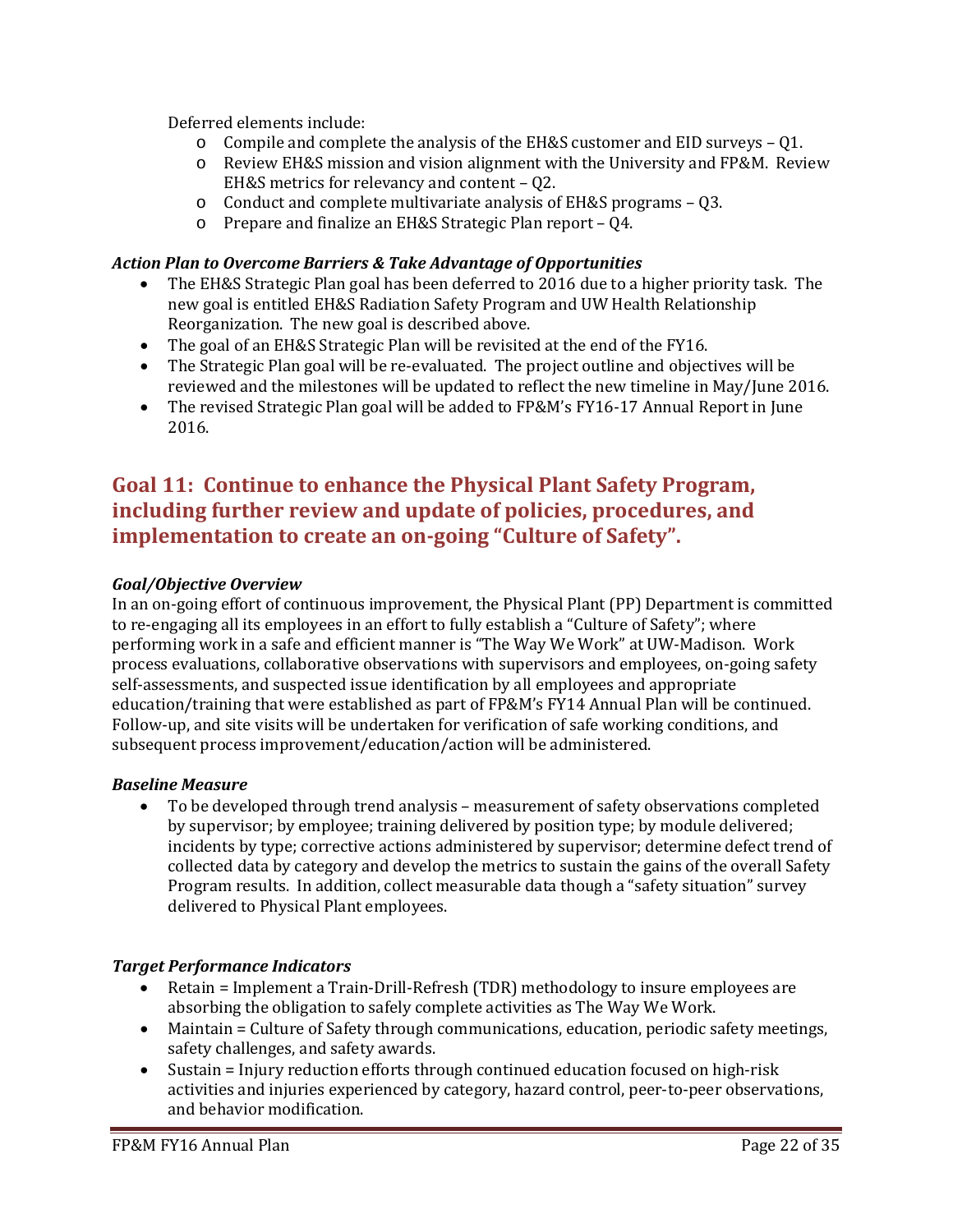Deferred elements include:

- Compile and complete the analysis of the EH&S customer and EID surveys – Q1.
- Review EH&S mission and vision alignment with the University and FP&M. Review EH&S metrics for relevancy and content – Q2.
- Conduct and complete multivariate analysis of EH&S programs – Q3.
- Prepare and finalize an EH&S Strategic Plan report – Q4.

### *Action Plan to Overcome Barriers & Take Advantage of Opportunities*

- The EH&S Strategic Plan goal has been deferred to 2016 due to a higher priority task. The new goal is entitled EH&S Radiation Safety Program and UW Health Relationship Reorganization. The new goal is described above.
- The goal of an EH&S Strategic Plan will be revisited at the end of the FY16.
- The Strategic Plan goal will be re-evaluated. The project outline and objectives will be reviewed and the milestones will be updated to reflect the new timeline in May/June 2016.
- The revised Strategic Plan goal will be added to FP&M's FY16-17 Annual Report in June 2016.

## Goal 11: Continue to enhance the Physical Plant Safety Program, including further review and update of policies, procedures, and implementation to create an on-going "Culture of Safety".

### *Goal/Objective Overview*

In an on-going effort of continuous improvement, the Physical Plant (PP) Department is committed to re-engaging all its employees in an effort to fully establish a "Culture of Safety"; where performing work in a safe and efficient manner is "The Way We Work" at UW-Madison. Work process evaluations, collaborative observations with supervisors and employees, on-going safety self-assessments, and suspected issue identification by all employees and appropriate education/training that were established as part of FP&M's FY14 Annual Plan will be continued. Follow-up, and site visits will be undertaken for verification of safe working conditions, and subsequent process improvement/education/action will be administered.

### *Baseline Measure*

- To be developed through trend analysis – measurement of safety observations completed by supervisor; by employee; training delivered by position type; by module delivered; incidents by type; corrective actions administered by supervisor; determine defect trend of collected data by category and develop the metrics to sustain the gains of the overall Safety Program results. In addition, collect measurable data though a "safety situation" survey delivered to Physical Plant employees.

### *Target Performance Indicators*

- Retain = Implement a Train-Drill-Refresh (TDR) methodology to insure employees are absorbing the obligation to safely complete activities as The Way We Work.
- Maintain = Culture of Safety through communications, education, periodic safety meetings, safety challenges, and safety awards.
- Sustain = Injury reduction efforts through continued education focused on high-risk activities and injuries experienced by category, hazard control, peer-to-peer observations, and behavior modification.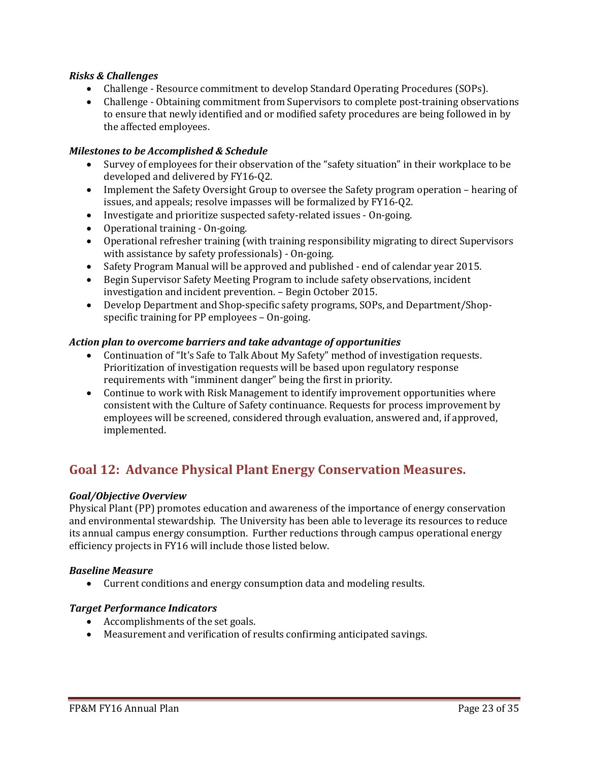### *Risks & Challenges*

- Challenge - Resource commitment to develop Standard Operating Procedures (SOPs).
- Challenge - Obtaining commitment from Supervisors to complete post-training observations to ensure that newly identified and or modified safety procedures are being followed in by the affected employees.

### *Milestones to be Accomplished & Schedule*

- Survey of employees for their observation of the "safety situation" in their workplace to be developed and delivered by FY16-Q2.
- Implement the Safety Oversight Group to oversee the Safety program operation – hearing of issues, and appeals; resolve impasses will be formalized by FY16-Q2.
- Investigate and prioritize suspected safety-related issues - On-going.
- Operational training - On-going.
- Operational refresher training (with training responsibility migrating to direct Supervisors with assistance by safety professionals) - On-going.
- Safety Program Manual will be approved and published - end of calendar year 2015.
- Begin Supervisor Safety Meeting Program to include safety observations, incident investigation and incident prevention. – Begin October 2015.
- Develop Department and Shop-specific safety programs, SOPs, and Department/Shop-specific training for PP employees – On-going.

### *Action plan to overcome barriers and take advantage of opportunities*

- Continuation of "It's Safe to Talk About My Safety" method of investigation requests. Prioritization of investigation requests will be based upon regulatory response requirements with "imminent danger" being the first in priority.
- Continue to work with Risk Management to identify improvement opportunities where consistent with the Culture of Safety continuance. Requests for process improvement by employees will be screened, considered through evaluation, answered and, if approved, implemented.

## Goal 12: Advance Physical Plant Energy Conservation Measures.

### *Goal/Objective Overview*

Physical Plant (PP) promotes education and awareness of the importance of energy conservation and environmental stewardship. The University has been able to leverage its resources to reduce its annual campus energy consumption. Further reductions through campus operational energy efficiency projects in FY16 will include those listed below.

### *Baseline Measure*

- Current conditions and energy consumption data and modeling results.

### *Target Performance Indicators*

- Accomplishments of the set goals.
- Measurement and verification of results confirming anticipated savings.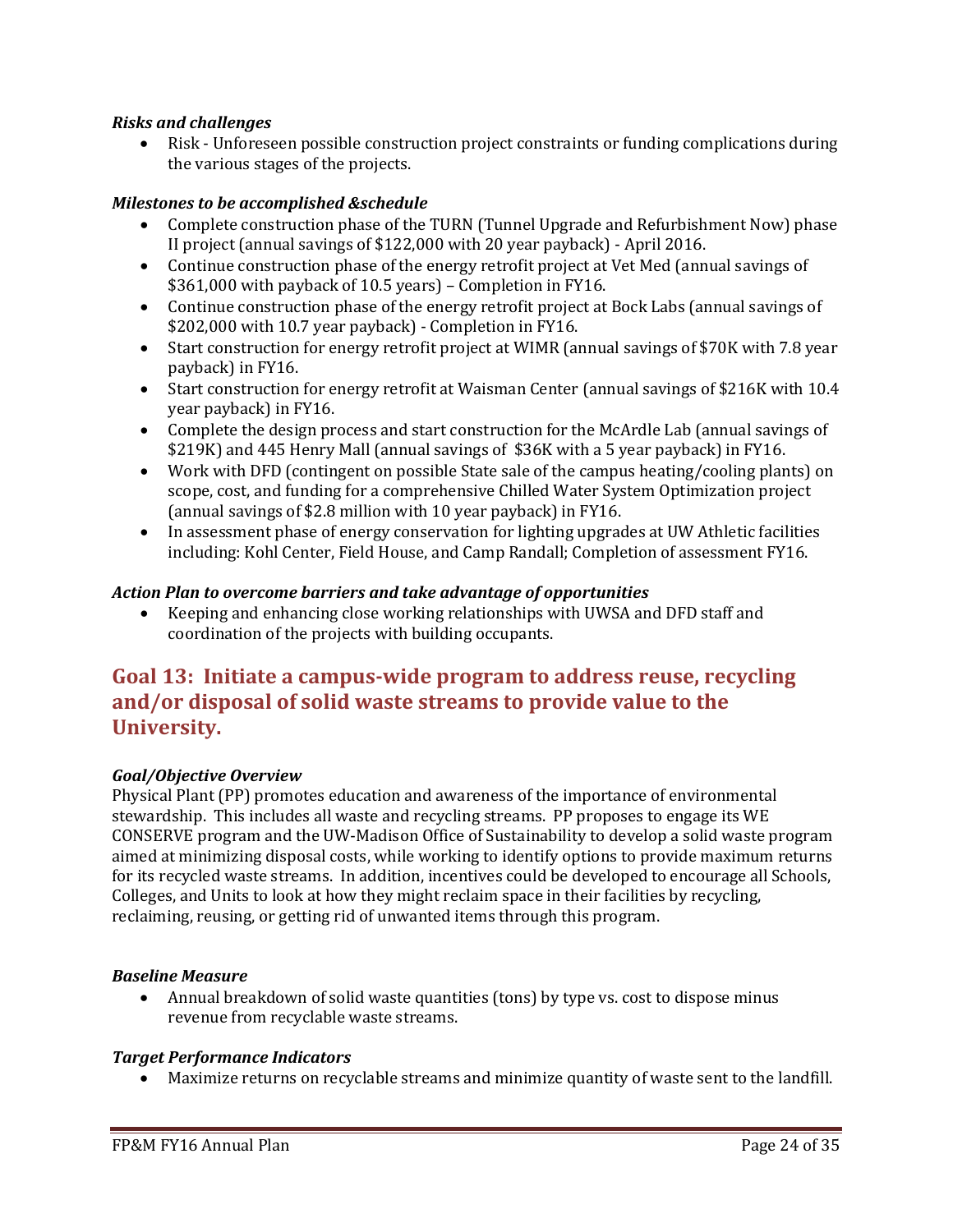***Risks and challenges***

- Risk - Unforeseen possible construction project constraints or funding complications during the various stages of the projects.

***Milestones to be accomplished &schedule***

- Complete construction phase of the TURN (Tunnel Upgrade and Refurbishment Now) phase II project (annual savings of $122,000 with 20 year payback) - April 2016.
- Continue construction phase of the energy retrofit project at Vet Med (annual savings of $361,000 with payback of 10.5 years) – Completion in FY16.
- Continue construction phase of the energy retrofit project at Bock Labs (annual savings of $202,000 with 10.7 year payback) - Completion in FY16.
- Start construction for energy retrofit project at WIMR (annual savings of $70K with 7.8 year payback) in FY16.
- Start construction for energy retrofit at Waisman Center (annual savings of $216K with 10.4 year payback) in FY16.
- Complete the design process and start construction for the McArdle Lab (annual savings of $219K) and 445 Henry Mall (annual savings of $36K with a 5 year payback) in FY16.
- Work with DFD (contingent on possible State sale of the campus heating/cooling plants) on scope, cost, and funding for a comprehensive Chilled Water System Optimization project (annual savings of $2.8 million with 10 year payback) in FY16.
- In assessment phase of energy conservation for lighting upgrades at UW Athletic facilities including: Kohl Center, Field House, and Camp Randall; Completion of assessment FY16.

***Action Plan to overcome barriers and take advantage of opportunities***

- Keeping and enhancing close working relationships with UWSA and DFD staff and coordination of the projects with building occupants.

## Goal 13: Initiate a campus-wide program to address reuse, recycling and/or disposal of solid waste streams to provide value to the University.

***Goal/Objective Overview***

Physical Plant (PP) promotes education and awareness of the importance of environmental stewardship. This includes all waste and recycling streams. PP proposes to engage its WE CONSERVE program and the UW-Madison Office of Sustainability to develop a solid waste program aimed at minimizing disposal costs, while working to identify options to provide maximum returns for its recycled waste streams. In addition, incentives could be developed to encourage all Schools, Colleges, and Units to look at how they might reclaim space in their facilities by recycling, reclaiming, reusing, or getting rid of unwanted items through this program.

***Baseline Measure***

- Annual breakdown of solid waste quantities (tons) by type vs. cost to dispose minus revenue from recyclable waste streams.

***Target Performance Indicators***

- Maximize returns on recyclable streams and minimize quantity of waste sent to the landfill.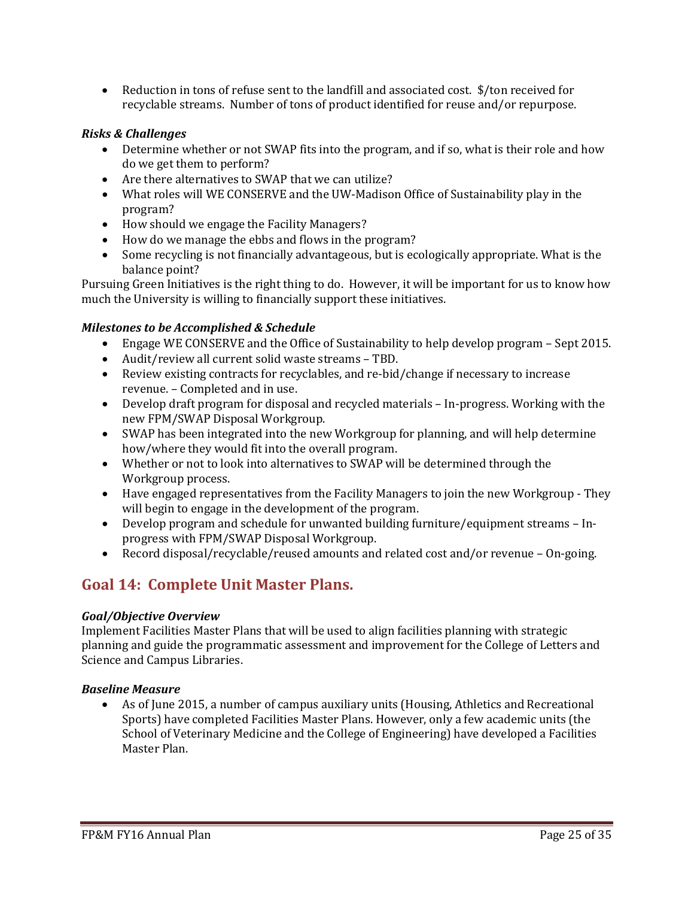- Reduction in tons of refuse sent to the landfill and associated cost. $/ton received for recyclable streams. Number of tons of product identified for reuse and/or repurpose.

***Risks & Challenges***

- Determine whether or not SWAP fits into the program, and if so, what is their role and how do we get them to perform?
- Are there alternatives to SWAP that we can utilize?
- What roles will WE CONSERVE and the UW-Madison Office of Sustainability play in the program?
- How should we engage the Facility Managers?
- How do we manage the ebbs and flows in the program?
- Some recycling is not financially advantageous, but is ecologically appropriate. What is the balance point?

Pursuing Green Initiatives is the right thing to do. However, it will be important for us to know how much the University is willing to financially support these initiatives.

***Milestones to be Accomplished & Schedule***

- Engage WE CONSERVE and the Office of Sustainability to help develop program – Sept 2015.
- Audit/review all current solid waste streams – TBD.
- Review existing contracts for recyclables, and re-bid/change if necessary to increase revenue. – Completed and in use.
- Develop draft program for disposal and recycled materials – In-progress. Working with the new FPM/SWAP Disposal Workgroup.
- SWAP has been integrated into the new Workgroup for planning, and will help determine how/where they would fit into the overall program.
- Whether or not to look into alternatives to SWAP will be determined through the Workgroup process.
- Have engaged representatives from the Facility Managers to join the new Workgroup - They will begin to engage in the development of the program.
- Develop program and schedule for unwanted building furniture/equipment streams – In-progress with FPM/SWAP Disposal Workgroup.
- Record disposal/recyclable/reused amounts and related cost and/or revenue – On-going.

## Goal 14: Complete Unit Master Plans.

***Goal/Objective Overview***

Implement Facilities Master Plans that will be used to align facilities planning with strategic planning and guide the programmatic assessment and improvement for the College of Letters and Science and Campus Libraries.

***Baseline Measure***

- As of June 2015, a number of campus auxiliary units (Housing, Athletics and Recreational Sports) have completed Facilities Master Plans. However, only a few academic units (the School of Veterinary Medicine and the College of Engineering) have developed a Facilities Master Plan.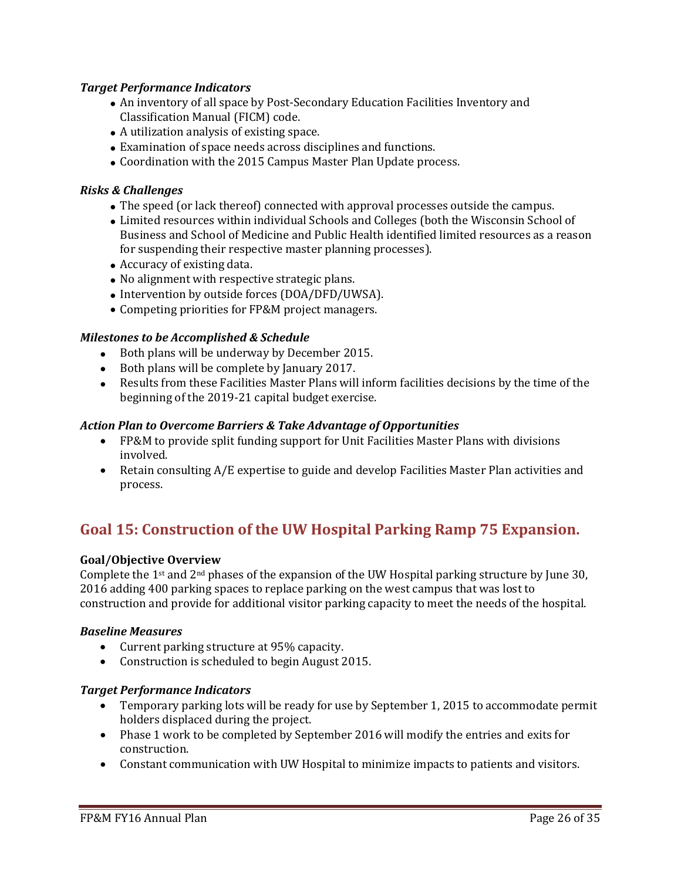### *Target Performance Indicators*

- An inventory of all space by Post-Secondary Education Facilities Inventory and Classification Manual (FICM) code.
- A utilization analysis of existing space.
- Examination of space needs across disciplines and functions.
- Coordination with the 2015 Campus Master Plan Update process.

### *Risks & Challenges*

- The speed (or lack thereof) connected with approval processes outside the campus.
- Limited resources within individual Schools and Colleges (both the Wisconsin School of Business and School of Medicine and Public Health identified limited resources as a reason for suspending their respective master planning processes).
- Accuracy of existing data.
- No alignment with respective strategic plans.
- Intervention by outside forces (DOA/DFD/UWSA).
- Competing priorities for FP&M project managers.

### *Milestones to be Accomplished & Schedule*

- Both plans will be underway by December 2015.
- Both plans will be complete by January 2017.
- Results from these Facilities Master Plans will inform facilities decisions by the time of the beginning of the 2019-21 capital budget exercise.

### *Action Plan to Overcome Barriers & Take Advantage of Opportunities*

- FP&M to provide split funding support for Unit Facilities Master Plans with divisions involved.
- Retain consulting A/E expertise to guide and develop Facilities Master Plan activities and process.

## Goal 15: Construction of the UW Hospital Parking Ramp 75 Expansion.

**Goal/Objective Overview**

Complete the 1st and 2nd phases of the expansion of the UW Hospital parking structure by June 30, 2016 adding 400 parking spaces to replace parking on the west campus that was lost to construction and provide for additional visitor parking capacity to meet the needs of the hospital.

### *Baseline Measures*

- Current parking structure at 95% capacity.
- Construction is scheduled to begin August 2015.

### *Target Performance Indicators*

- Temporary parking lots will be ready for use by September 1, 2015 to accommodate permit holders displaced during the project.
- Phase 1 work to be completed by September 2016 will modify the entries and exits for construction.
- Constant communication with UW Hospital to minimize impacts to patients and visitors.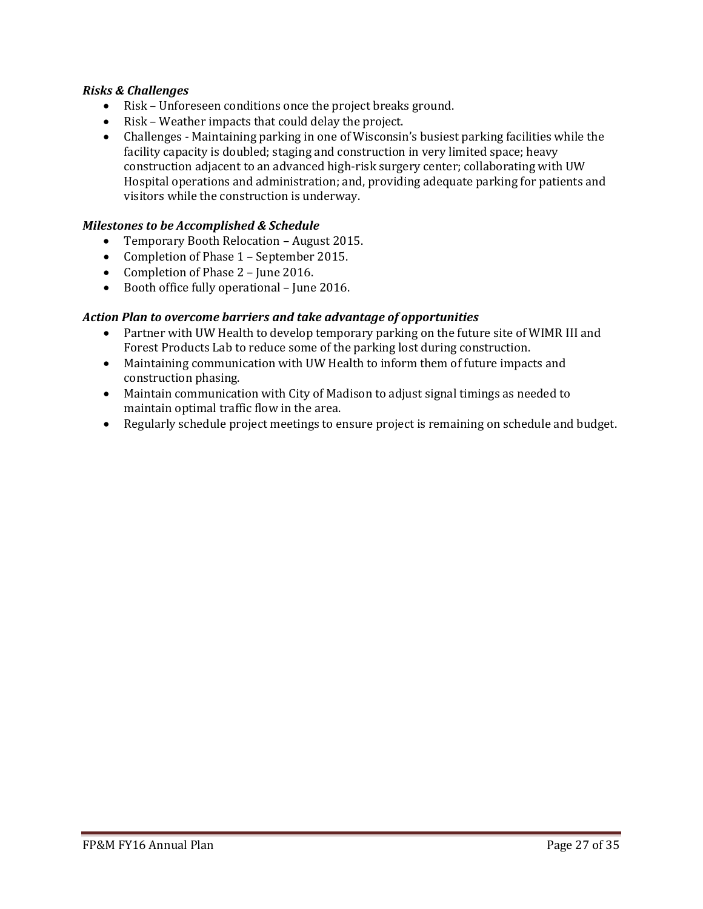***Risks & Challenges***

- Risk – Unforeseen conditions once the project breaks ground.
- Risk – Weather impacts that could delay the project.
- Challenges - Maintaining parking in one of Wisconsin's busiest parking facilities while the facility capacity is doubled; staging and construction in very limited space; heavy construction adjacent to an advanced high-risk surgery center; collaborating with UW Hospital operations and administration; and, providing adequate parking for patients and visitors while the construction is underway.

***Milestones to be Accomplished & Schedule***

- Temporary Booth Relocation – August 2015.
- Completion of Phase 1 – September 2015.
- Completion of Phase 2 – June 2016.
- Booth office fully operational – June 2016.

***Action Plan to overcome barriers and take advantage of opportunities***

- Partner with UW Health to develop temporary parking on the future site of WIMR III and Forest Products Lab to reduce some of the parking lost during construction.
- Maintaining communication with UW Health to inform them of future impacts and construction phasing.
- Maintain communication with City of Madison to adjust signal timings as needed to maintain optimal traffic flow in the area.
- Regularly schedule project meetings to ensure project is remaining on schedule and budget.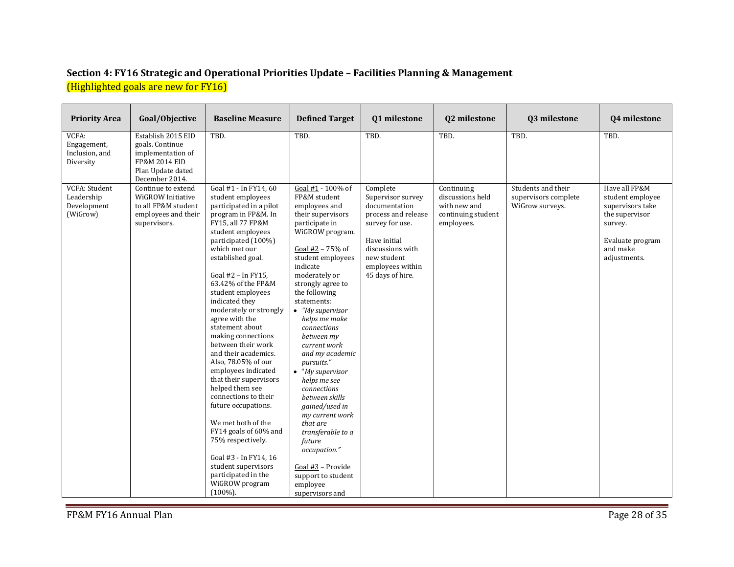## Section 4: FY16 Strategic and Operational Priorities Update – Facilities Planning & Management

(Highlighted goals are new for FY16)

| Priority Area | Goal/Objective | Baseline Measure | Defined Target | Q1 milestone | Q2 milestone | Q3 milestone | Q4 milestone |
|---|---|---|---|---|---|---|---|
| VCFA: Engagement, Inclusion, and Diversity | Establish 2015 EID goals. Continue implementation of FP&M 2014 EID Plan Update dated December 2014. | TBD. | TBD. | TBD. | TBD. | TBD. | TBD. |
| VCFA: Student Leadership Development (WiGrow) | Continue to extend WiGROW Initiative to all FP&M student employees and their supervisors. | Goal #1 - In FY14, 60 student employees participated in a pilot program in FP&M. In FY15, all 77 FP&M student employees participated (100%) which met our established goal.<br><br>Goal #2 – In FY15, 63.42% of the FP&M student employees indicated they moderately or strongly agree with the statement about making connections between their work and their academics. Also, 78.05% of our employees indicated that their supervisors helped them see connections to their future occupations.<br><br>We met both of the FY14 goals of 60% and 75% respectively.<br><br>Goal #3 - In FY14, 16 student supervisors participated in the WiGROW program (100%). | Goal #1 - 100% of FP&M student employees and their supervisors participate in WiGROW program.<br><br>Goal #2 – 75% of student employees indicate moderately or strongly agree to the following statements:<br>• *"My supervisor helps me make connections between my current work and my academic pursuits."*<br>• *"My supervisor helps me see connections between skills gained/used in my current work that are transferable to a future occupation."*<br><br>Goal #3 – Provide support to student employee supervisors and | Complete Supervisor survey documentation process and release survey for use.<br><br>Have initial discussions with new student employees within 45 days of hire. | Continuing discussions held with new and continuing student employees. | Students and their supervisors complete WiGrow surveys. | Have all FP&M student employee supervisors take the supervisor survey.<br><br>Evaluate program and make adjustments. |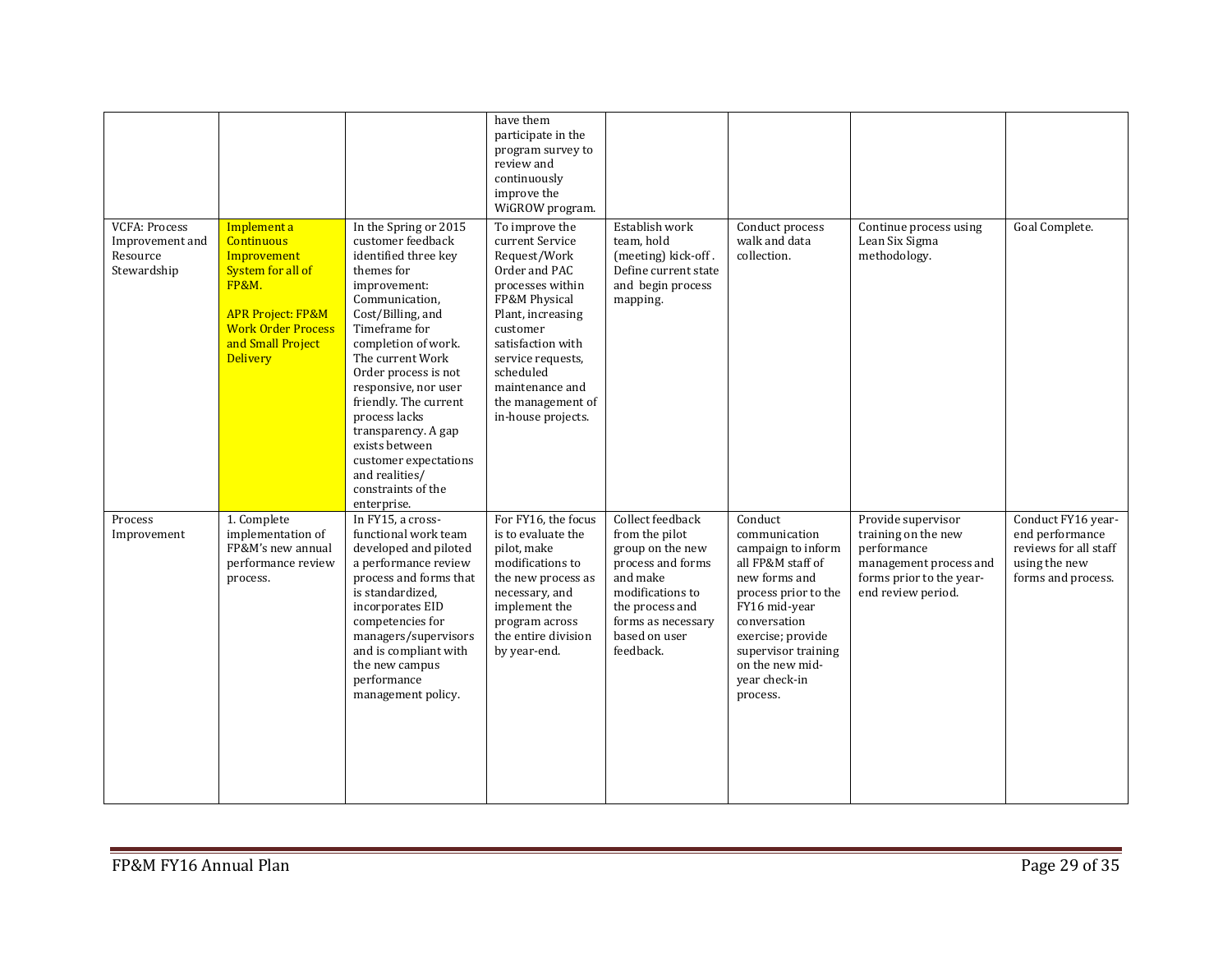| | | | | | | | |
|---|---|---|---|---|---|---|---|
| | | | have them participate in the program survey to review and continuously improve the WiGROW program. | | | | |
| VCFA: Process Improvement and Resource Stewardship | Implement a Continuous Improvement System for all of FP&M. APR Project: FP&M Work Order Process and Small Project Delivery | In the Spring or 2015 customer feedback identified three key themes for improvement: Communication, Cost/Billing, and Timeframe for completion of work. The current Work Order process is not responsive, nor user friendly. The current process lacks transparency. A gap exists between customer expectations and realities/ constraints of the enterprise. | To improve the current Service Request/Work Order and PAC processes within FP&M Physical Plant, increasing customer satisfaction with service requests, scheduled maintenance and the management of in-house projects. | Establish work team, hold (meeting) kick-off . Define current state and begin process mapping. | Conduct process walk and data collection. | Continue process using Lean Six Sigma methodology. | Goal Complete. |
| Process Improvement | 1. Complete implementation of FP&M's new annual performance review process. | In FY15, a cross-functional work team developed and piloted a performance review process and forms that is standardized, incorporates EID competencies for managers/supervisors and is compliant with the new campus performance management policy. | For FY16, the focus is to evaluate the pilot, make modifications to the new process as necessary, and implement the program across the entire division by year-end. | Collect feedback from the pilot group on the new process and forms and make modifications to the process and forms as necessary based on user feedback. | Conduct communication campaign to inform all FP&M staff of new forms and process prior to the FY16 mid-year conversation exercise; provide supervisor training on the new mid-year check-in process. | Provide supervisor training on the new performance management process and forms prior to the year-end review period. | Conduct FY16 year-end performance reviews for all staff using the new forms and process. |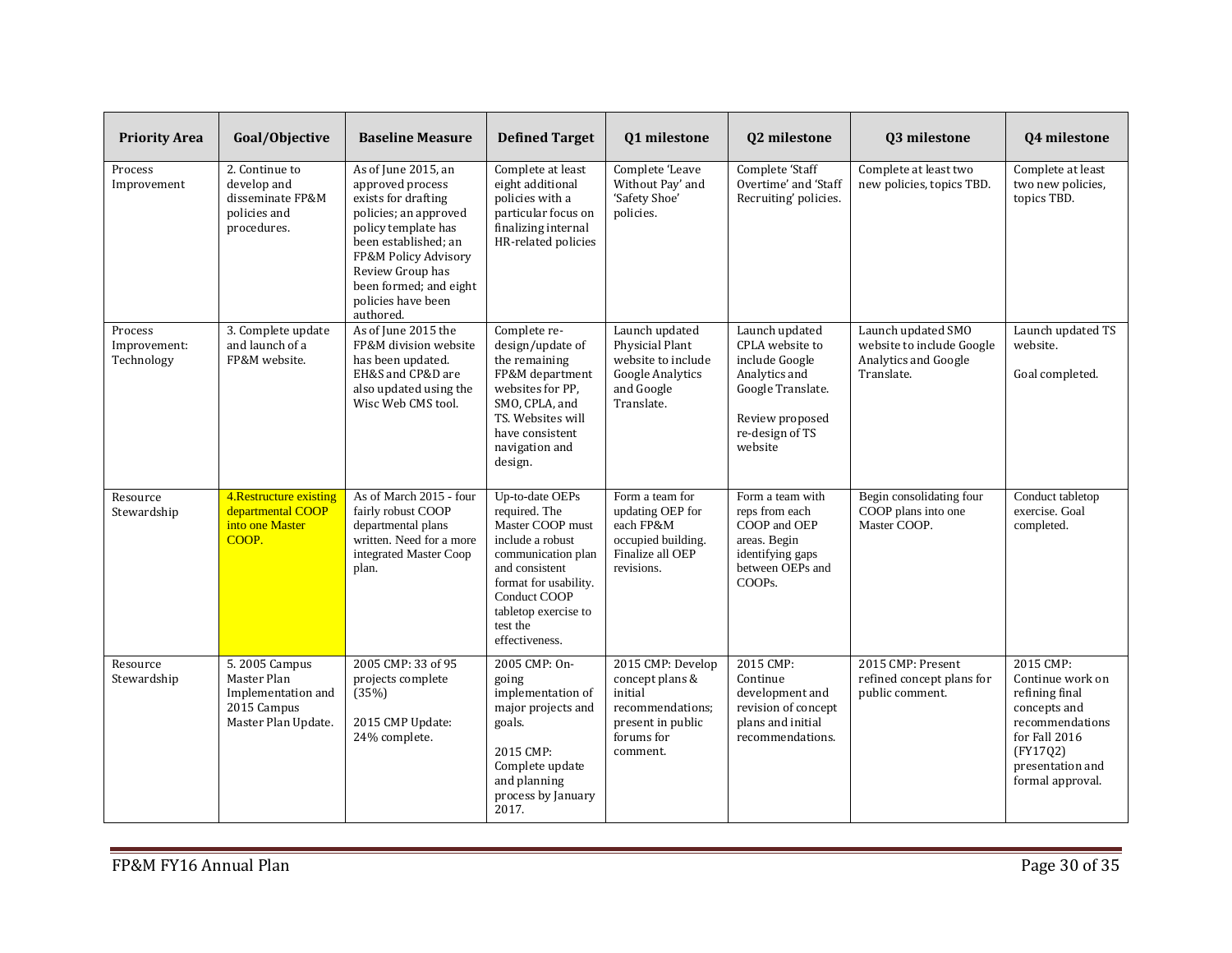| Priority Area | Goal/Objective | Baseline Measure | Defined Target | Q1 milestone | Q2 milestone | Q3 milestone | Q4 milestone |
|---|---|---|---|---|---|---|---|
| Process Improvement | 2. Continue to develop and disseminate FP&M policies and procedures. | As of June 2015, an approved process exists for drafting policies; an approved policy template has been established; an FP&M Policy Advisory Review Group has been formed; and eight policies have been authored. | Complete at least eight additional policies with a particular focus on finalizing internal HR-related policies | Complete 'Leave Without Pay' and 'Safety Shoe' policies. | Complete 'Staff Overtime' and 'Staff Recruiting' policies. | Complete at least two new policies, topics TBD. | Complete at least two new policies, topics TBD. |
| Process Improvement: Technology | 3. Complete update and launch of a FP&M website. | As of June 2015 the FP&M division website has been updated. EH&S and CP&D are also updated using the Wisc Web CMS tool. | Complete re-design/update of the remaining FP&M department websites for PP, SMO, CPLA, and TS. Websites will have consistent navigation and design. | Launch updated Physicial Plant website to include Google Analytics and Google Translate. | Launch updated CPLA website to include Google Analytics and Google Translate.<br><br>Review proposed re-design of TS website | Launch updated SMO website to include Google Analytics and Google Translate. | Launch updated TS website.<br><br>Goal completed. |
| Resource Stewardship | 4.Restructure existing departmental COOP into one Master COOP. | As of March 2015 - four fairly robust COOP departmental plans written. Need for a more integrated Master Coop plan. | Up-to-date OEPs required. The Master COOP must include a robust communication plan and consistent format for usability. Conduct COOP tabletop exercise to test the effectiveness. | Form a team for updating OEP for each FP&M occupied building. Finalize all OEP revisions. | Form a team with reps from each COOP and OEP areas. Begin identifying gaps between OEPs and COOPs. | Begin consolidating four COOP plans into one Master COOP. | Conduct tabletop exercise. Goal completed. |
| Resource Stewardship | 5. 2005 Campus Master Plan Implementation and 2015 Campus Master Plan Update. | 2005 CMP: 33 of 95 projects complete (35%)<br><br>2015 CMP Update: 24% complete. | 2005 CMP: On-going implementation of major projects and goals.<br><br>2015 CMP: Complete update and planning process by January 2017. | 2015 CMP: Develop concept plans & initial recommendations; present in public forums for comment. | 2015 CMP: Continue development and revision of concept plans and initial recommendations. | 2015 CMP: Present refined concept plans for public comment. | 2015 CMP: Continue work on refining final concepts and recommendations for Fall 2016 (FY17Q2) presentation and formal approval. |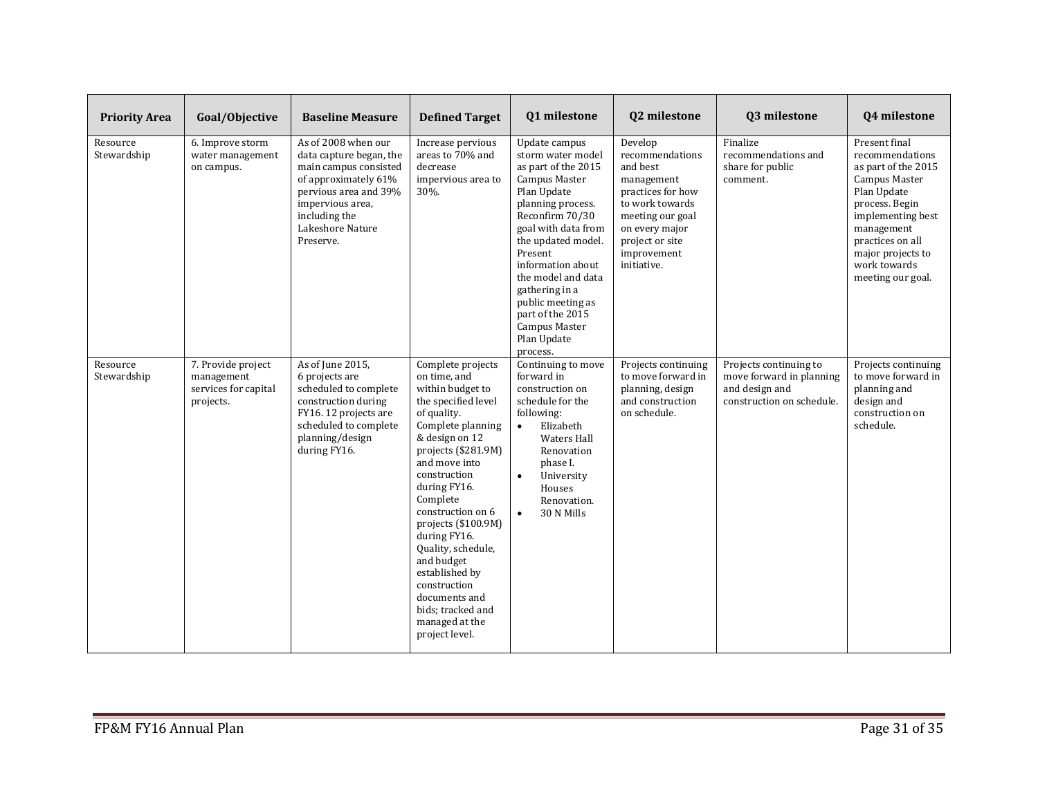| Priority Area | Goal/Objective | Baseline Measure | Defined Target | Q1 milestone | Q2 milestone | Q3 milestone | Q4 milestone |
|---|---|---|---|---|---|---|---|
| Resource Stewardship | 6. Improve storm water management on campus. | As of 2008 when our data capture began, the main campus consisted of approximately 61% pervious area and 39% impervious area, including the Lakeshore Nature Preserve. | Increase pervious areas to 70% and decrease impervious area to 30%. | Update campus storm water model as part of the 2015 Campus Master Plan Update planning process. Reconfirm 70/30 goal with data from the updated model. Present information about the model and data gathering in a public meeting as part of the 2015 Campus Master Plan Update process. | Develop recommendations and best management practices for how to work towards meeting our goal on every major project or site improvement initiative. | Finalize recommendations and share for public comment. | Present final recommendations as part of the 2015 Campus Master Plan Update process. Begin implementing best management practices on all major projects to work towards meeting our goal. |
| Resource Stewardship | 7. Provide project management services for capital projects. | As of June 2015, 6 projects are scheduled to complete construction during FY16. 12 projects are scheduled to complete planning/design during FY16. | Complete projects on time, and within budget to the specified level of quality. Complete planning & design on 12 projects ($281.9M) and move into construction during FY16. Complete construction on 6 projects ($100.9M) during FY16. Quality, schedule, and budget established by construction documents and bids; tracked and managed at the project level. | Continuing to move forward in construction on schedule for the following: <br>• Elizabeth Waters Hall Renovation phase I. <br>• University Houses Renovation. <br>• 30 N Mills | Projects continuing to move forward in planning, design and construction on schedule. | Projects continuing to move forward in planning and design and construction on schedule. | Projects continuing to move forward in planning and design and construction on schedule. |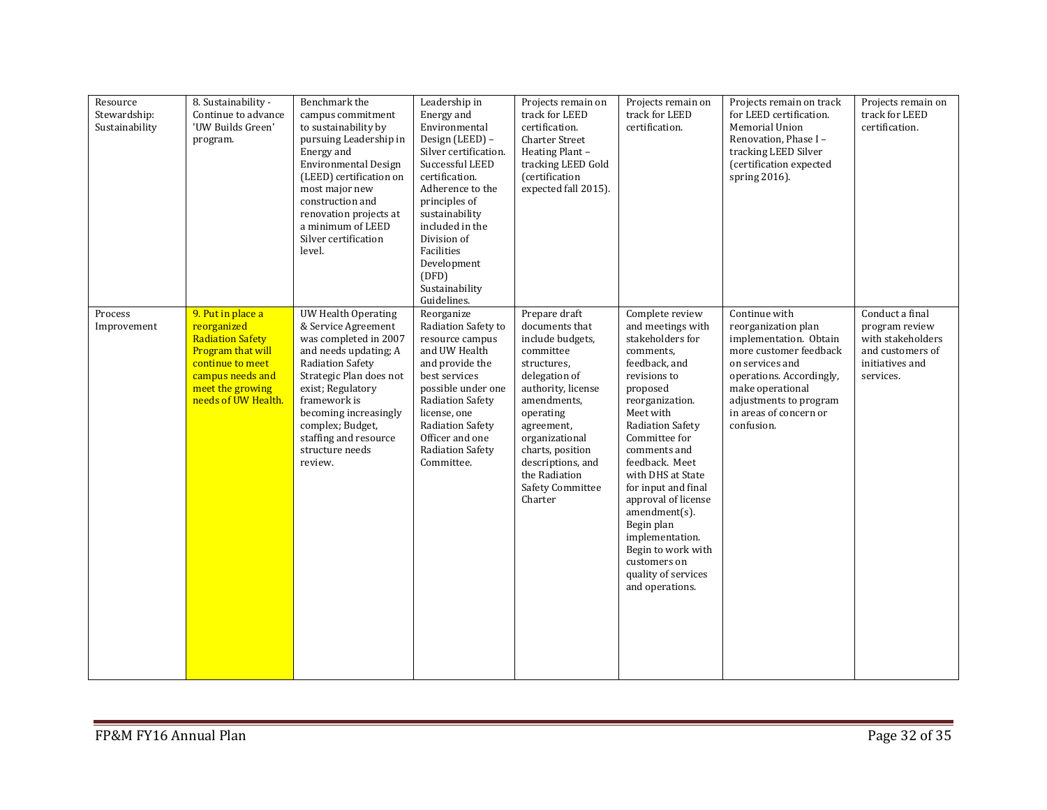| Resource Stewardship: Sustainability | 8. Sustainability - Continue to advance 'UW Builds Green' program. | Benchmark the campus commitment to sustainability by pursuing Leadership in Energy and Environmental Design (LEED) certification on most major new construction and renovation projects at a minimum of LEED Silver certification level. | Leadership in Energy and Environmental Design (LEED) – Silver certification. Successful LEED certification. Adherence to the principles of sustainability included in the Division of Facilities Development (DFD) Sustainability Guidelines. | Projects remain on track for LEED certification. Charter Street Heating Plant – tracking LEED Gold (certification expected fall 2015). | Projects remain on track for LEED certification. | Projects remain on track for LEED certification. Memorial Union Renovation, Phase I – tracking LEED Silver (certification expected spring 2016). | Projects remain on track for LEED certification. |
|---|---|---|---|---|---|---|---|
| Process Improvement | 9. Put in place a reorganized Radiation Safety Program that will continue to meet campus needs and meet the growing needs of UW Health. | UW Health Operating & Service Agreement was completed in 2007 and needs updating; A Radiation Safety Strategic Plan does not exist; Regulatory framework is becoming increasingly complex; Budget, staffing and resource structure needs review. | Reorganize Radiation Safety to resource campus and UW Health and provide the best services possible under one Radiation Safety license, one Radiation Safety Officer and one Radiation Safety Committee. | Prepare draft documents that include budgets, committee structures, delegation of authority, license amendments, operating agreement, organizational charts, position descriptions, and the Radiation Safety Committee Charter | Complete review and meetings with stakeholders for comments, feedback, and revisions to proposed reorganization. Meet with Radiation Safety Committee for comments and feedback. Meet with DHS at State for input and final approval of license amendment(s). Begin plan implementation. Begin to work with customers on quality of services and operations. | Continue with reorganization plan implementation. Obtain more customer feedback on services and operations. Accordingly, make operational adjustments to program in areas of concern or confusion. | Conduct a final program review with stakeholders and customers of initiatives and services. |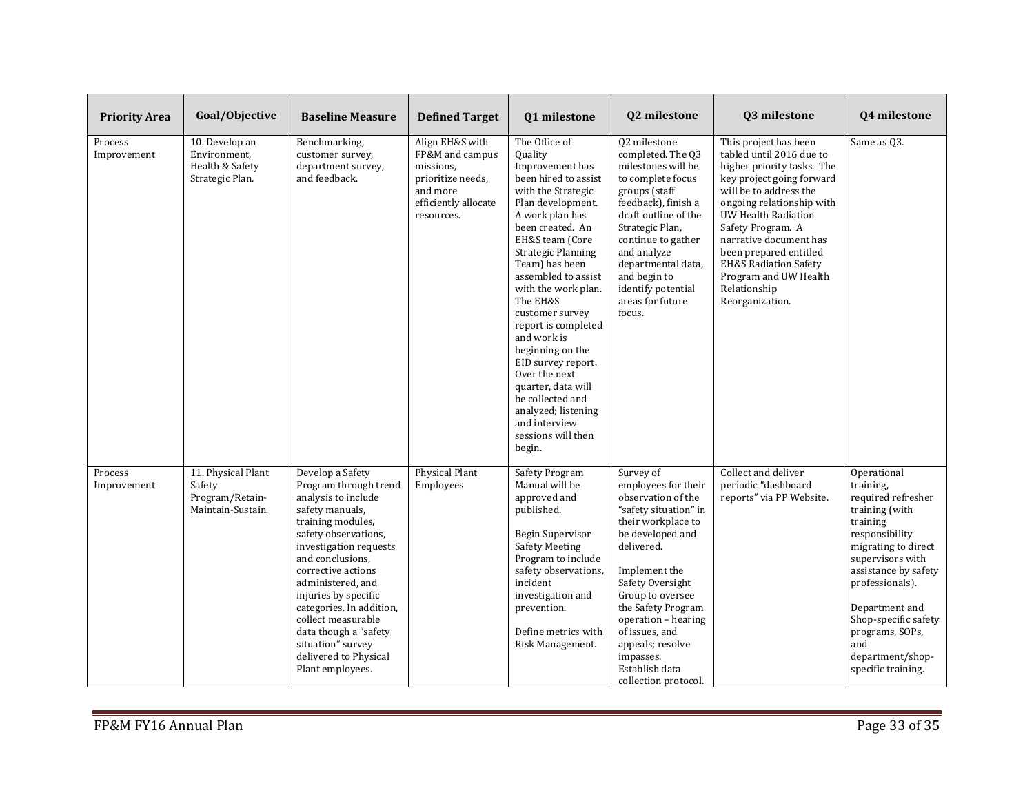| Priority Area | Goal/Objective | Baseline Measure | Defined Target | Q1 milestone | Q2 milestone | Q3 milestone | Q4 milestone |
|---|---|---|---|---|---|---|---|
| Process Improvement | 10. Develop an Environment, Health & Safety Strategic Plan. | Benchmarking, customer survey, department survey, and feedback. | Align EH&S with FP&M and campus missions, prioritize needs, and more efficiently allocate resources. | The Office of Quality Improvement has been hired to assist with the Strategic Plan development. A work plan has been created. An EH&S team (Core Strategic Planning Team) has been assembled to assist with the work plan. The EH&S customer survey report is completed and work is beginning on the EID survey report. Over the next quarter, data will be collected and analyzed; listening and interview sessions will then begin. | Q2 milestone completed. The Q3 milestones will be to complete focus groups (staff feedback), finish a draft outline of the Strategic Plan, continue to gather and analyze departmental data, and begin to identify potential areas for future focus. | This project has been tabled until 2016 due to higher priority tasks. The key project going forward will be to address the ongoing relationship with UW Health Radiation Safety Program. A narrative document has been prepared entitled EH&S Radiation Safety Program and UW Health Relationship Reorganization. | Same as Q3. |
| Process Improvement | 11. Physical Plant Safety Program/Retain-Maintain-Sustain. | Develop a Safety Program through trend analysis to include safety manuals, training modules, safety observations, investigation requests and conclusions, corrective actions administered, and injuries by specific categories. In addition, collect measurable data though a "safety situation" survey delivered to Physical Plant employees. | Physical Plant Employees | Safety Program Manual will be approved and published.<br><br>Begin Supervisor Safety Meeting Program to include safety observations, incident investigation and prevention.<br><br>Define metrics with Risk Management. | Survey of employees for their observation of the "safety situation" in their workplace to be developed and delivered.<br><br>Implement the Safety Oversight Group to oversee the Safety Program operation – hearing of issues, and appeals; resolve impasses. Establish data collection protocol. | Collect and deliver periodic "dashboard reports" via PP Website. | Operational training, required refresher training (with training responsibility migrating to direct supervisors with assistance by safety professionals).<br><br>Department and Shop-specific safety programs, SOPs, and department/shop-specific training. |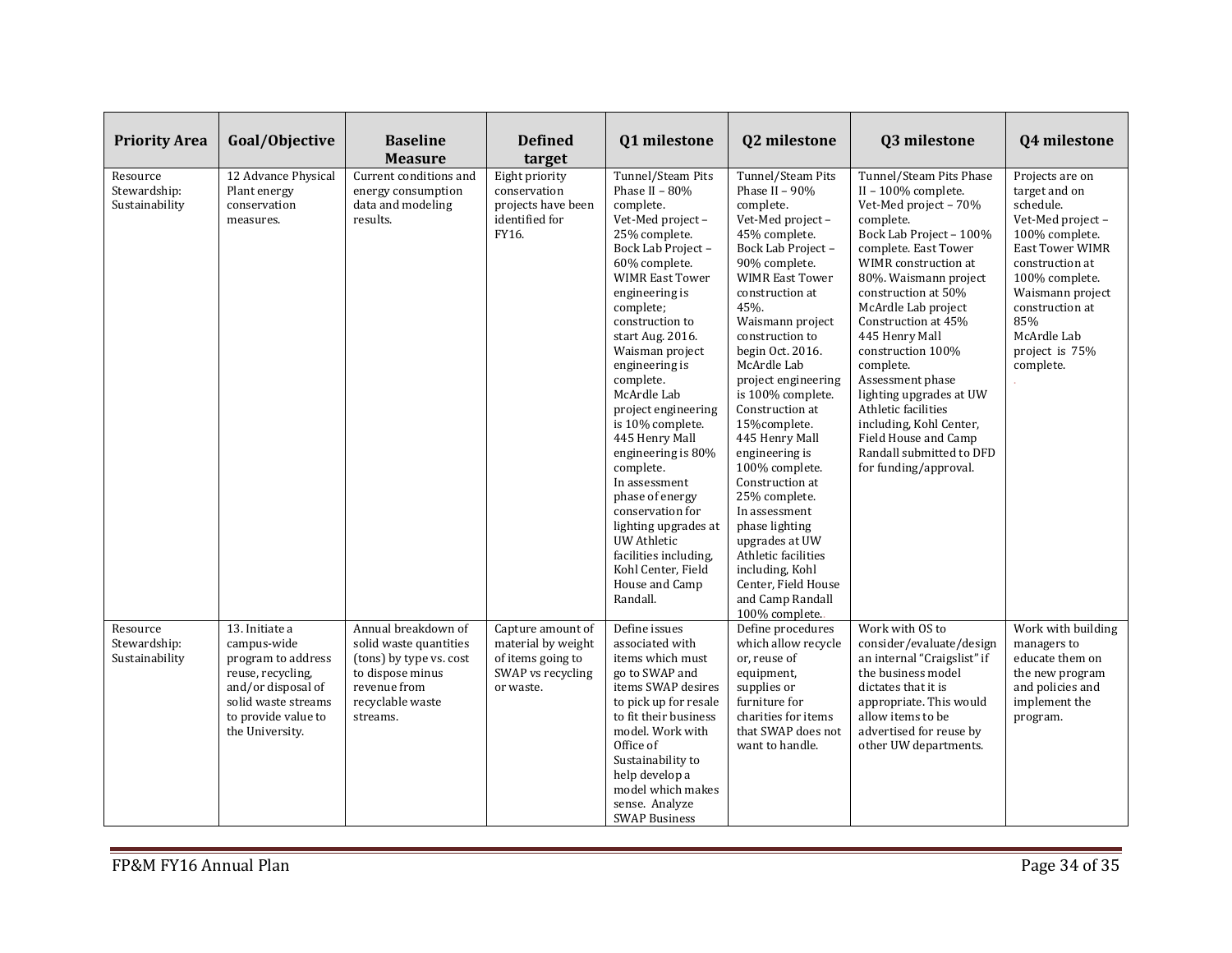| Priority Area | Goal/Objective | Baseline Measure | Defined target | Q1 milestone | Q2 milestone | Q3 milestone | Q4 milestone |
|---|---|---|---|---|---|---|---|
| Resource Stewardship: Sustainability | 12 Advance Physical Plant energy conservation measures. | Current conditions and energy consumption data and modeling results. | Eight priority conservation projects have been identified for FY16. | Tunnel/Steam Pits Phase II – 80% complete. Vet-Med project – 25% complete. Bock Lab Project – 60% complete. WIMR East Tower engineering is complete; construction to start Aug. 2016. Waisman project engineering is complete. McArdle Lab project engineering is 10% complete. 445 Henry Mall engineering is 80% complete. In assessment phase of energy conservation for lighting upgrades at UW Athletic facilities including, Kohl Center, Field House and Camp Randall. | Tunnel/Steam Pits Phase II – 90% complete. Vet-Med project – 45% complete. Bock Lab Project – 90% complete. WIMR East Tower construction at 45%. Waismann project construction to begin Oct. 2016. McArdle Lab project engineering is 100% complete. Construction at 15%complete. 445 Henry Mall engineering is 100% complete. Construction at 25% complete. In assessment phase lighting upgrades at UW Athletic facilities including, Kohl Center, Field House and Camp Randall 100% complete. | Tunnel/Steam Pits Phase II – 100% complete. Vet-Med project – 70% complete. Bock Lab Project – 100% complete. East Tower WIMR construction at 80%. Waismann project construction at 50% McArdle Lab project Construction at 45% 445 Henry Mall construction 100% complete. Assessment phase lighting upgrades at UW Athletic facilities including, Kohl Center, Field House and Camp Randall submitted to DFD for funding/approval. | Projects are on target and on schedule. Vet-Med project – 100% complete. East Tower WIMR construction at 100% complete. Waismann project construction at 85% McArdle Lab project is 75% complete. |
| Resource Stewardship: Sustainability | 13. Initiate a campus-wide program to address reuse, recycling, and/or disposal of solid waste streams to provide value to the University. | Annual breakdown of solid waste quantities (tons) by type vs. cost to dispose minus revenue from recyclable waste streams. | Capture amount of material by weight of items going to SWAP vs recycling or waste. | Define issues associated with items which must go to SWAP and items SWAP desires to pick up for resale to fit their business model. Work with Office of Sustainability to help develop a model which makes sense. Analyze SWAP Business | Define procedures which allow recycle or, reuse of equipment, supplies or furniture for charities for items that SWAP does not want to handle. | Work with OS to consider/evaluate/design an internal "Craigslist" if the business model dictates that it is appropriate. This would allow items to be advertised for reuse by other UW departments. | Work with building managers to educate them on the new program and policies and implement the program. |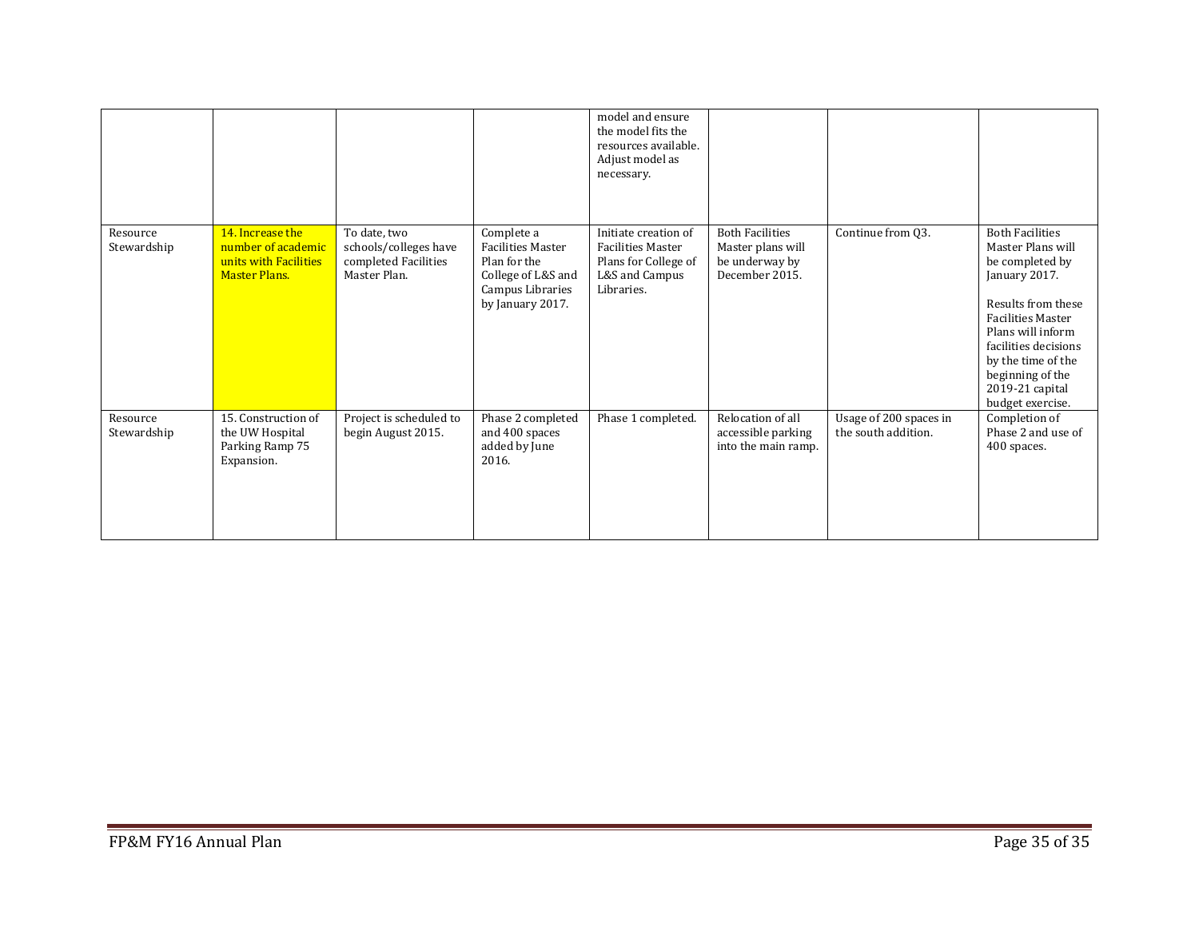| | | | | | | | |
|---|---|---|---|---|---|---|---|
| | | | | model and ensure the model fits the resources available. Adjust model as necessary. | | | |
| Resource Stewardship | 14. Increase the number of academic units with Facilities Master Plans. | To date, two schools/colleges have completed Facilities Master Plan. | Complete a Facilities Master Plan for the College of L&S and Campus Libraries by January 2017. | Initiate creation of Facilities Master Plans for College of L&S and Campus Libraries. | Both Facilities Master plans will be underway by December 2015. | Continue from Q3. | Both Facilities Master Plans will be completed by January 2017.<br><br>Results from these Facilities Master Plans will inform facilities decisions by the time of the beginning of the 2019-21 capital budget exercise. |
| Resource Stewardship | 15. Construction of the UW Hospital Parking Ramp 75 Expansion. | Project is scheduled to begin August 2015. | Phase 2 completed and 400 spaces added by June 2016. | Phase 1 completed. | Relocation of all accessible parking into the main ramp. | Usage of 200 spaces in the south addition. | Completion of Phase 2 and use of 400 spaces. |